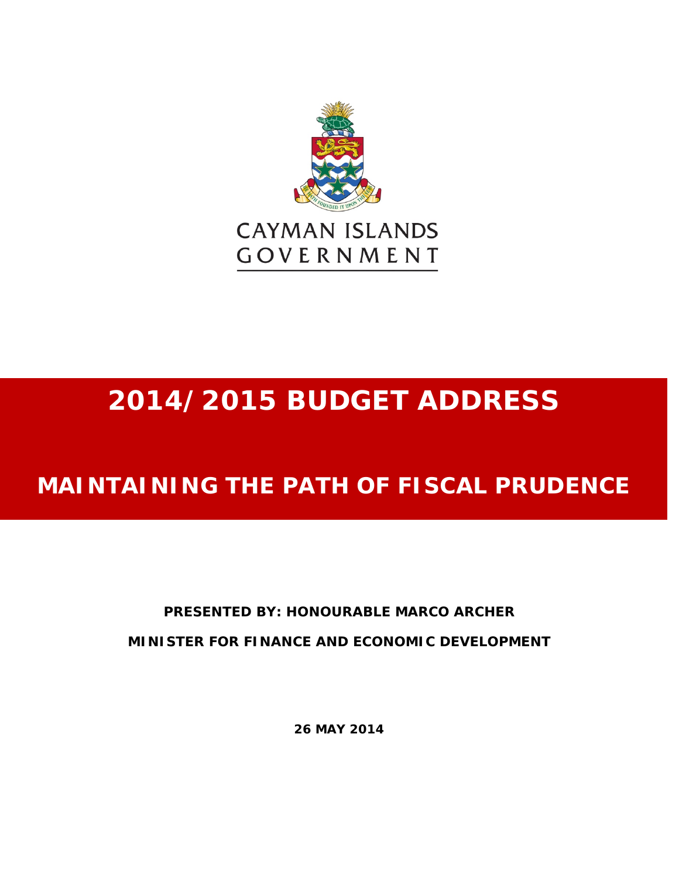CAYMAN ISLANDS
GOVERNMENT

# 2014/2015 BUDGET ADDRESS

## MAINTAINING THE PATH OF FISCAL PRUDENCE

**PRESENTED BY: HONOURABLE MARCO ARCHER**

**MINISTER FOR FINANCE AND ECONOMIC DEVELOPMENT**

**26 MAY 2014**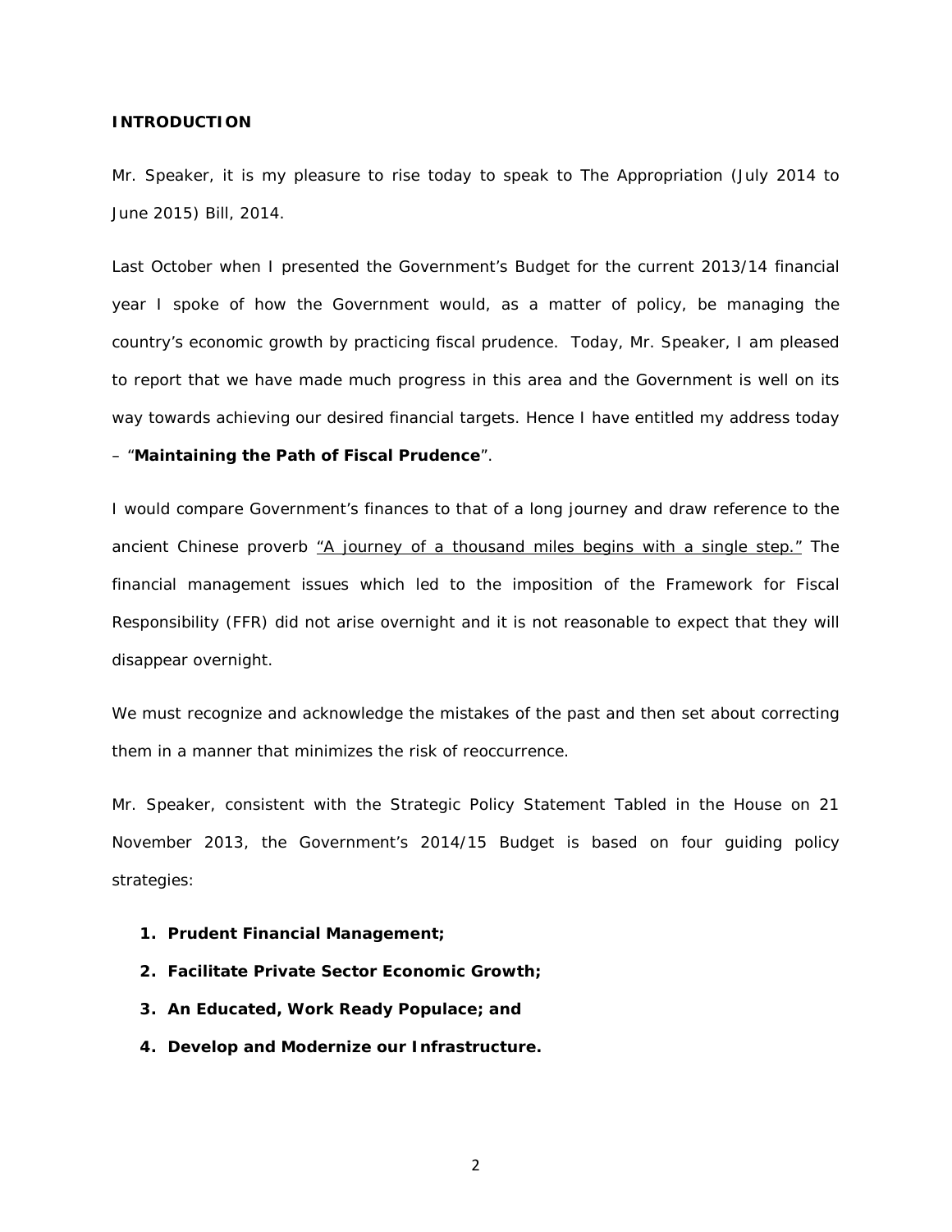## INTRODUCTION

Mr. Speaker, it is my pleasure to rise today to speak to The Appropriation (July 2014 to June 2015) Bill, 2014.

Last October when I presented the Government's Budget for the current 2013/14 financial year I spoke of how the Government would, as a matter of policy, be managing the country's economic growth by practicing fiscal prudence. Today, Mr. Speaker, I am pleased to report that we have made much progress in this area and the Government is well on its way towards achieving our desired financial targets. Hence I have entitled my address today – "**Maintaining the Path of Fiscal Prudence**".

I would compare Government's finances to that of a long journey and draw reference to the ancient Chinese proverb <u>"A journey of a thousand miles begins with a single step."</u> The financial management issues which led to the imposition of the Framework for Fiscal Responsibility (FFR) did not arise overnight and it is not reasonable to expect that they will disappear overnight.

We must recognize and acknowledge the mistakes of the past and then set about correcting them in a manner that minimizes the risk of reoccurrence.

Mr. Speaker, consistent with the Strategic Policy Statement Tabled in the House on 21 November 2013, the Government's 2014/15 Budget is based on four guiding policy strategies:

1. **Prudent Financial Management;**
2. **Facilitate Private Sector Economic Growth;**
3. **An Educated, Work Ready Populace; and**
4. **Develop and Modernize our Infrastructure.**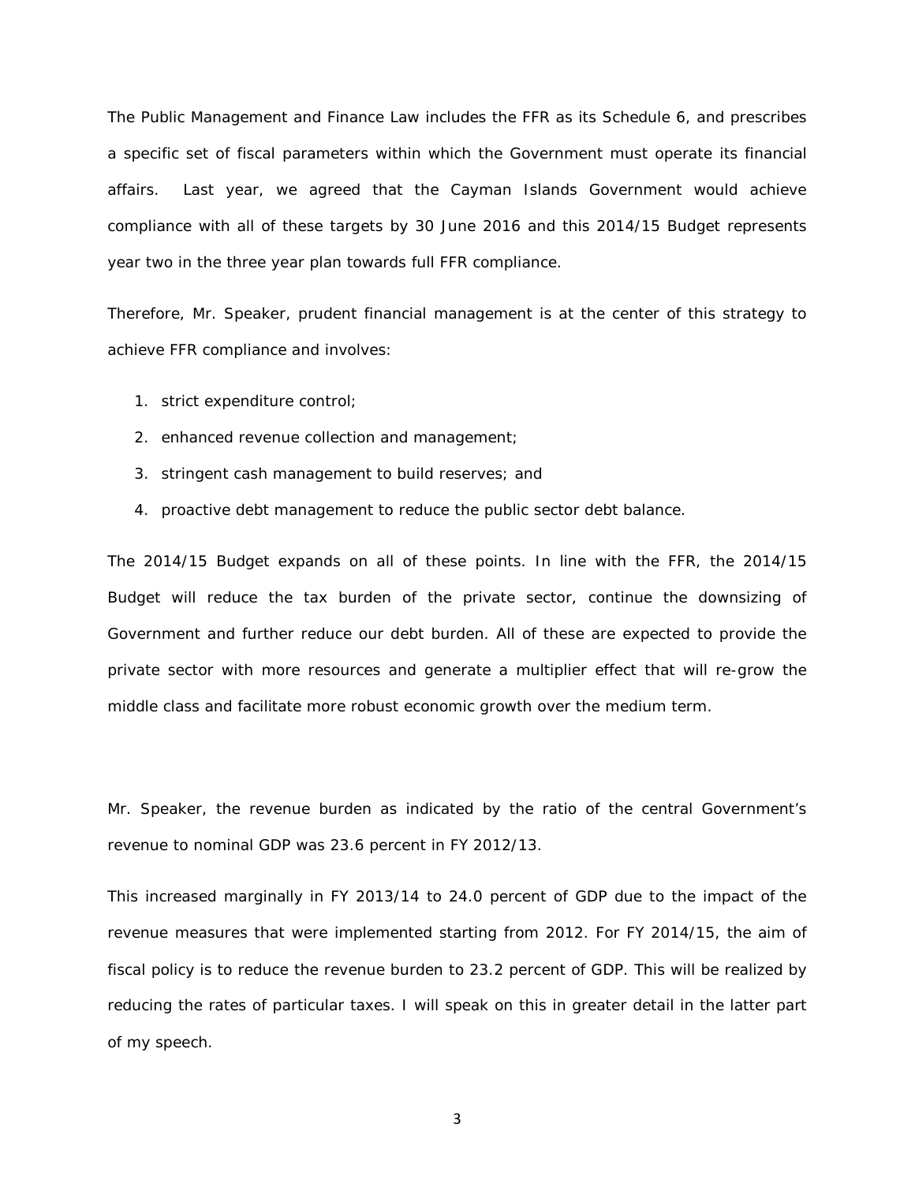The Public Management and Finance Law includes the FFR as its Schedule 6, and prescribes a specific set of fiscal parameters within which the Government must operate its financial affairs. Last year, we agreed that the Cayman Islands Government would achieve compliance with all of these targets by 30 June 2016 and this 2014/15 Budget represents year two in the three year plan towards full FFR compliance.

Therefore, Mr. Speaker, prudent financial management is at the center of this strategy to achieve FFR compliance and involves:

1. strict expenditure control;
2. enhanced revenue collection and management;
3. stringent cash management to build reserves; and
4. proactive debt management to reduce the public sector debt balance.

The 2014/15 Budget expands on all of these points. In line with the FFR, the 2014/15 Budget will reduce the tax burden of the private sector, continue the downsizing of Government and further reduce our debt burden. All of these are expected to provide the private sector with more resources and generate a multiplier effect that will re-grow the middle class and facilitate more robust economic growth over the medium term.

Mr. Speaker, the revenue burden as indicated by the ratio of the central Government's revenue to nominal GDP was 23.6 percent in FY 2012/13.

This increased marginally in FY 2013/14 to 24.0 percent of GDP due to the impact of the revenue measures that were implemented starting from 2012. For FY 2014/15, the aim of fiscal policy is to reduce the revenue burden to 23.2 percent of GDP. This will be realized by reducing the rates of particular taxes. I will speak on this in greater detail in the latter part of my speech.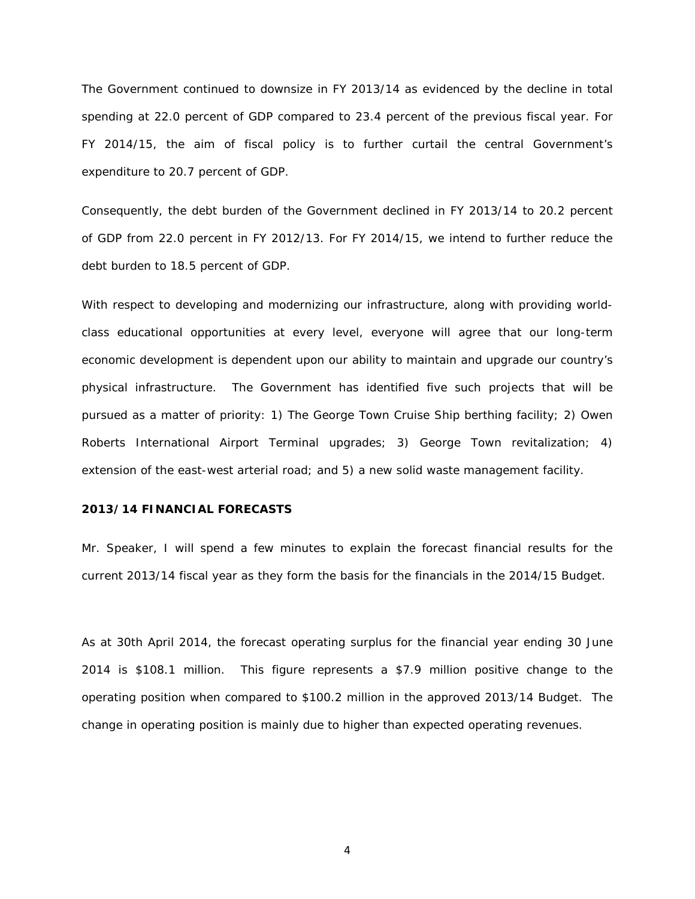The Government continued to downsize in FY 2013/14 as evidenced by the decline in total spending at 22.0 percent of GDP compared to 23.4 percent of the previous fiscal year. For FY 2014/15, the aim of fiscal policy is to further curtail the central Government's expenditure to 20.7 percent of GDP.

Consequently, the debt burden of the Government declined in FY 2013/14 to 20.2 percent of GDP from 22.0 percent in FY 2012/13. For FY 2014/15, we intend to further reduce the debt burden to 18.5 percent of GDP.

With respect to developing and modernizing our infrastructure, along with providing world-class educational opportunities at every level, everyone will agree that our long-term economic development is dependent upon our ability to maintain and upgrade our country's physical infrastructure. The Government has identified five such projects that will be pursued as a matter of priority: 1) The George Town Cruise Ship berthing facility; 2) Owen Roberts International Airport Terminal upgrades; 3) George Town revitalization; 4) extension of the east-west arterial road; and 5) a new solid waste management facility.

**2013/14 FINANCIAL FORECASTS**

Mr. Speaker, I will spend a few minutes to explain the forecast financial results for the current 2013/14 fiscal year as they form the basis for the financials in the 2014/15 Budget.

As at 30th April 2014, the forecast operating surplus for the financial year ending 30 June 2014 is $108.1 million. This figure represents a $7.9 million positive change to the operating position when compared to $100.2 million in the approved 2013/14 Budget. The change in operating position is mainly due to higher than expected operating revenues.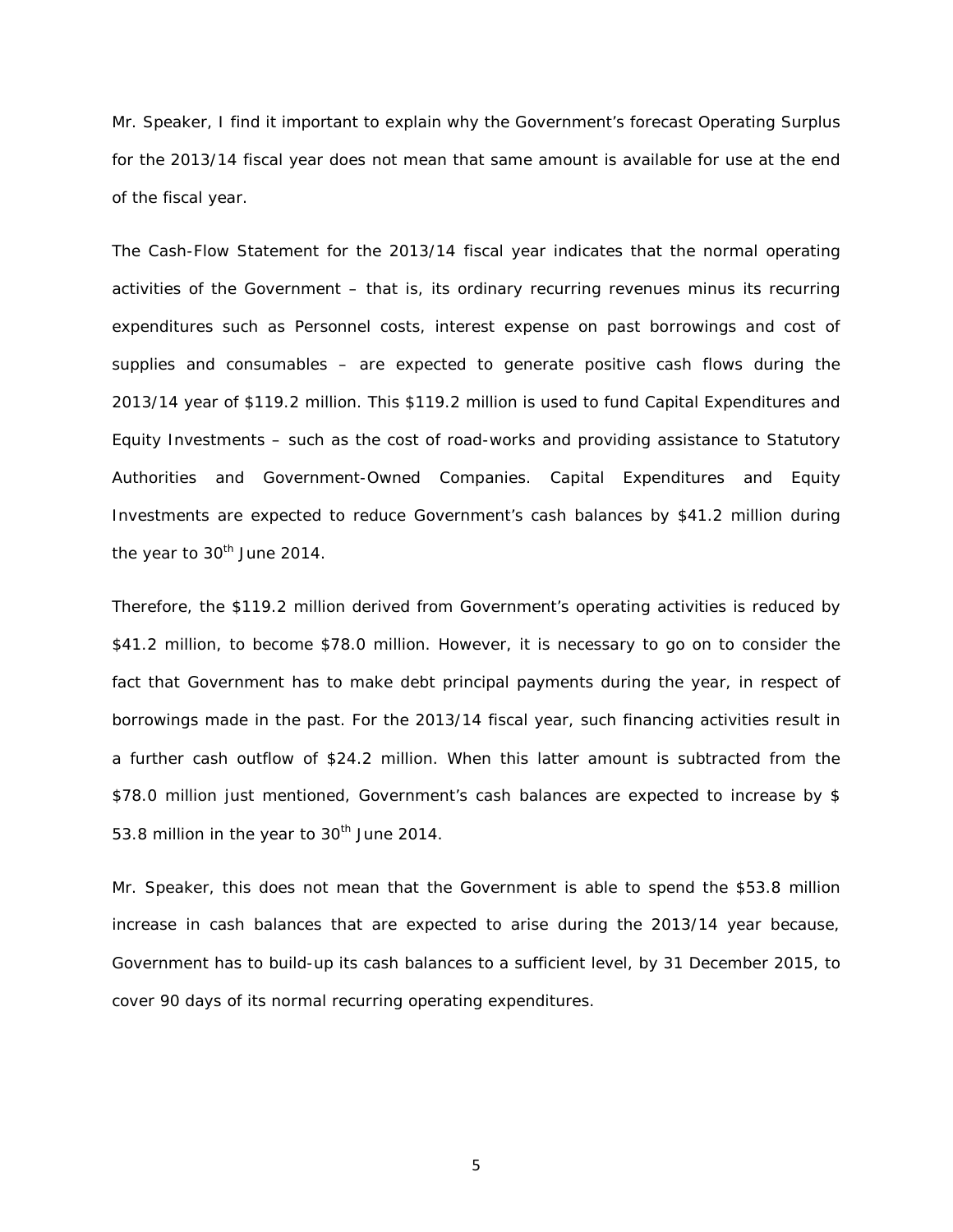Mr. Speaker, I find it important to explain why the Government's forecast Operating Surplus for the 2013/14 fiscal year does not mean that same amount is available for use at the end of the fiscal year.

The Cash-Flow Statement for the 2013/14 fiscal year indicates that the normal operating activities of the Government – that is, its ordinary recurring revenues minus its recurring expenditures such as Personnel costs, interest expense on past borrowings and cost of supplies and consumables – are expected to generate positive cash flows during the 2013/14 year of $119.2 million. This $119.2 million is used to fund Capital Expenditures and Equity Investments – such as the cost of road-works and providing assistance to Statutory Authorities and Government-Owned Companies. Capital Expenditures and Equity Investments are expected to reduce Government's cash balances by $41.2 million during the year to 30th June 2014.

Therefore, the $119.2 million derived from Government's operating activities is reduced by $41.2 million, to become $78.0 million. However, it is necessary to go on to consider the fact that Government has to make debt principal payments during the year, in respect of borrowings made in the past. For the 2013/14 fiscal year, such financing activities result in a further cash outflow of $24.2 million. When this latter amount is subtracted from the $78.0 million just mentioned, Government's cash balances are expected to increase by $ 53.8 million in the year to 30th June 2014.

Mr. Speaker, this does not mean that the Government is able to spend the $53.8 million increase in cash balances that are expected to arise during the 2013/14 year because, Government has to build-up its cash balances to a sufficient level, by 31 December 2015, to cover 90 days of its normal recurring operating expenditures.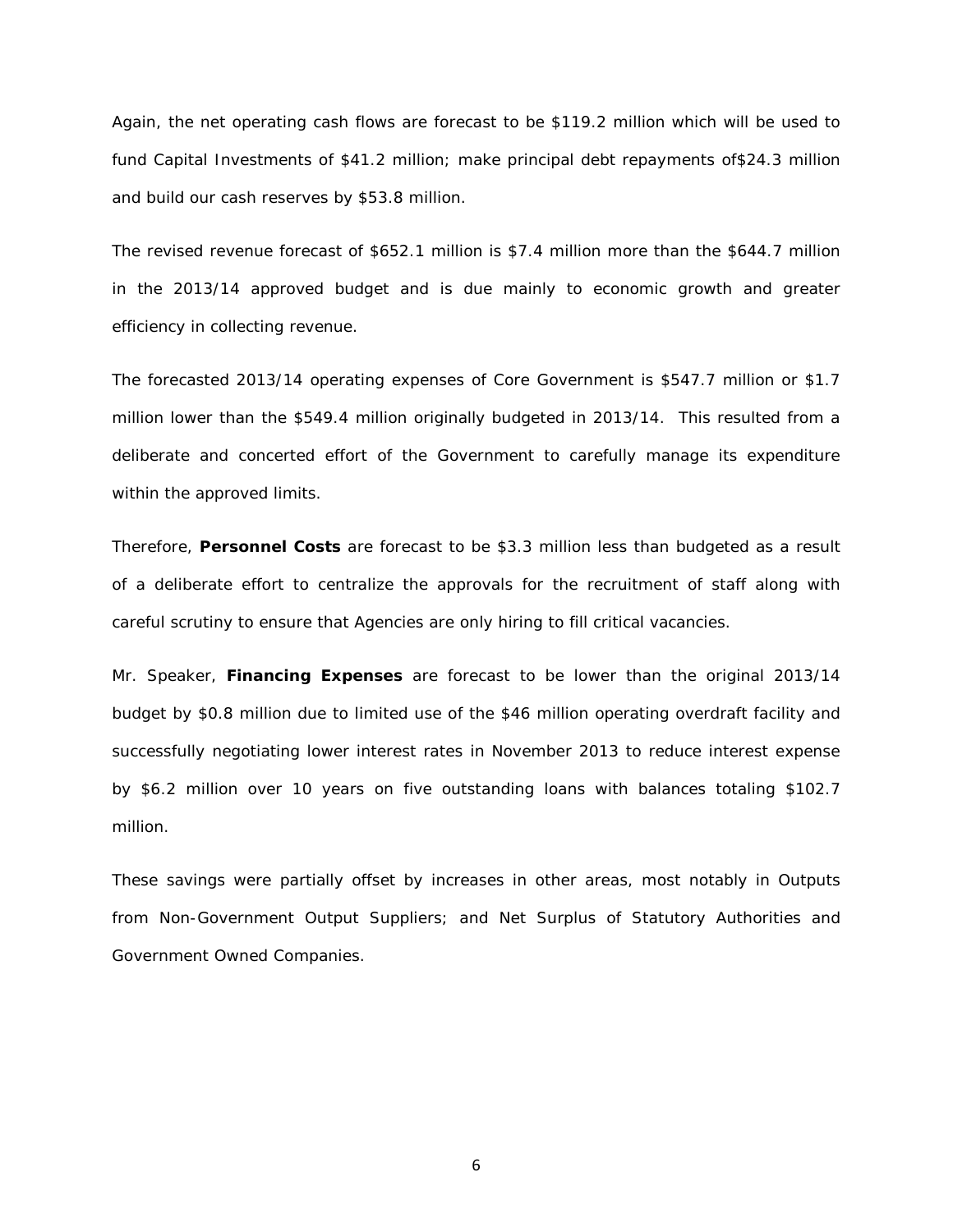Again, the net operating cash flows are forecast to be $119.2 million which will be used to fund Capital Investments of $41.2 million; make principal debt repayments of$24.3 million and build our cash reserves by $53.8 million.

The revised revenue forecast of $652.1 million is $7.4 million more than the $644.7 million in the 2013/14 approved budget and is due mainly to economic growth and greater efficiency in collecting revenue.

The forecasted 2013/14 operating expenses of Core Government is $547.7 million or $1.7 million lower than the $549.4 million originally budgeted in 2013/14. This resulted from a deliberate and concerted effort of the Government to carefully manage its expenditure within the approved limits.

Therefore, **Personnel Costs** are forecast to be $3.3 million less than budgeted as a result of a deliberate effort to centralize the approvals for the recruitment of staff along with careful scrutiny to ensure that Agencies are only hiring to fill critical vacancies.

Mr. Speaker, **Financing Expenses** are forecast to be lower than the original 2013/14 budget by $0.8 million due to limited use of the $46 million operating overdraft facility and successfully negotiating lower interest rates in November 2013 to reduce interest expense by $6.2 million over 10 years on five outstanding loans with balances totaling $102.7 million.

These savings were partially offset by increases in other areas, most notably in Outputs from Non-Government Output Suppliers; and Net Surplus of Statutory Authorities and Government Owned Companies.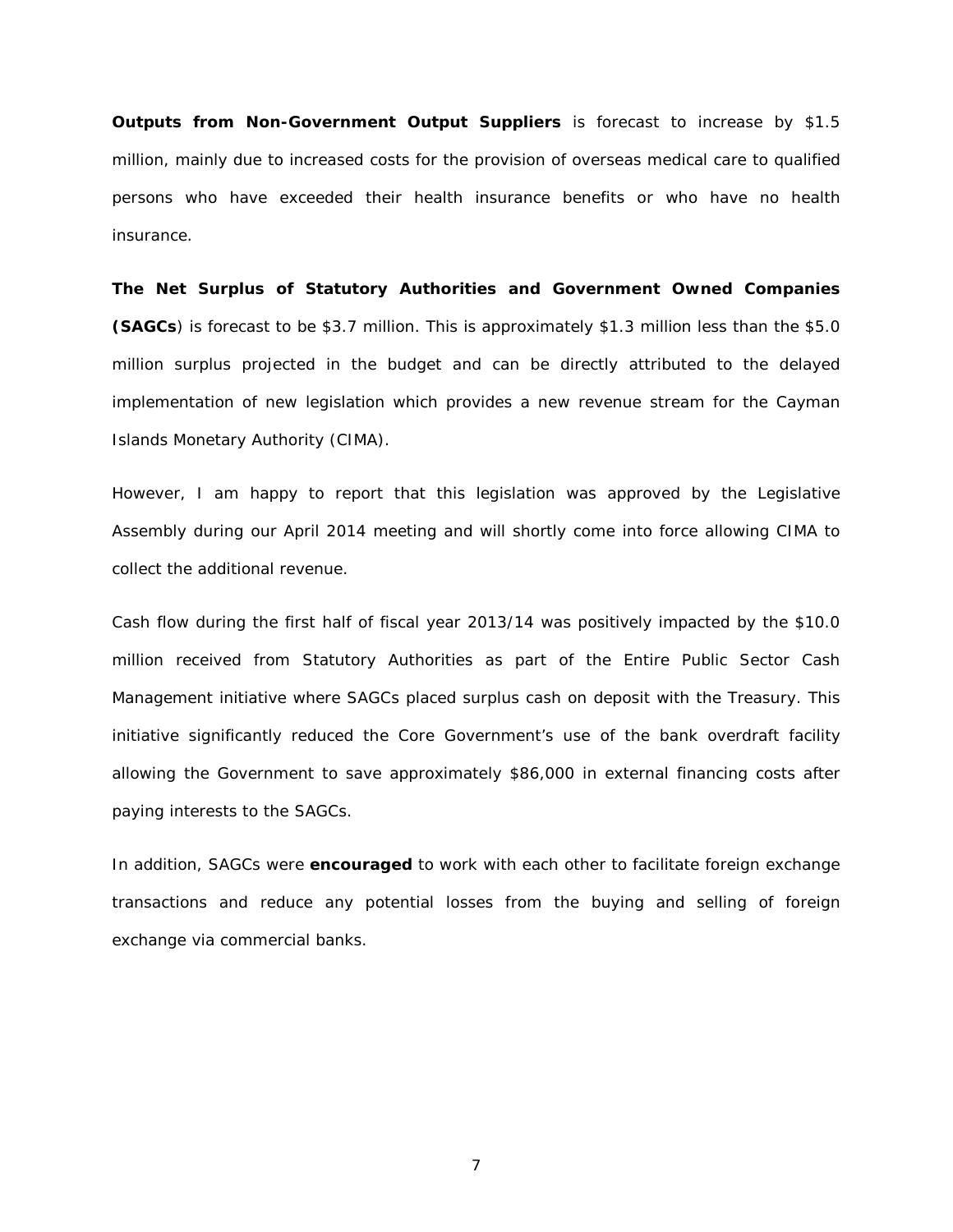**Outputs from Non-Government Output Suppliers** is forecast to increase by $1.5 million, mainly due to increased costs for the provision of overseas medical care to qualified persons who have exceeded their health insurance benefits or who have no health insurance.

**The Net Surplus of Statutory Authorities and Government Owned Companies (SAGCs**) is forecast to be $3.7 million. This is approximately $1.3 million less than the $5.0 million surplus projected in the budget and can be directly attributed to the delayed implementation of new legislation which provides a new revenue stream for the Cayman Islands Monetary Authority (CIMA).

However, I am happy to report that this legislation was approved by the Legislative Assembly during our April 2014 meeting and will shortly come into force allowing CIMA to collect the additional revenue.

Cash flow during the first half of fiscal year 2013/14 was positively impacted by the $10.0 million received from Statutory Authorities as part of the Entire Public Sector Cash Management initiative where SAGCs placed surplus cash on deposit with the Treasury. This initiative significantly reduced the Core Government's use of the bank overdraft facility allowing the Government to save approximately $86,000 in external financing costs after paying interests to the SAGCs.

In addition, SAGCs were **encouraged** to work with each other to facilitate foreign exchange transactions and reduce any potential losses from the buying and selling of foreign exchange via commercial banks.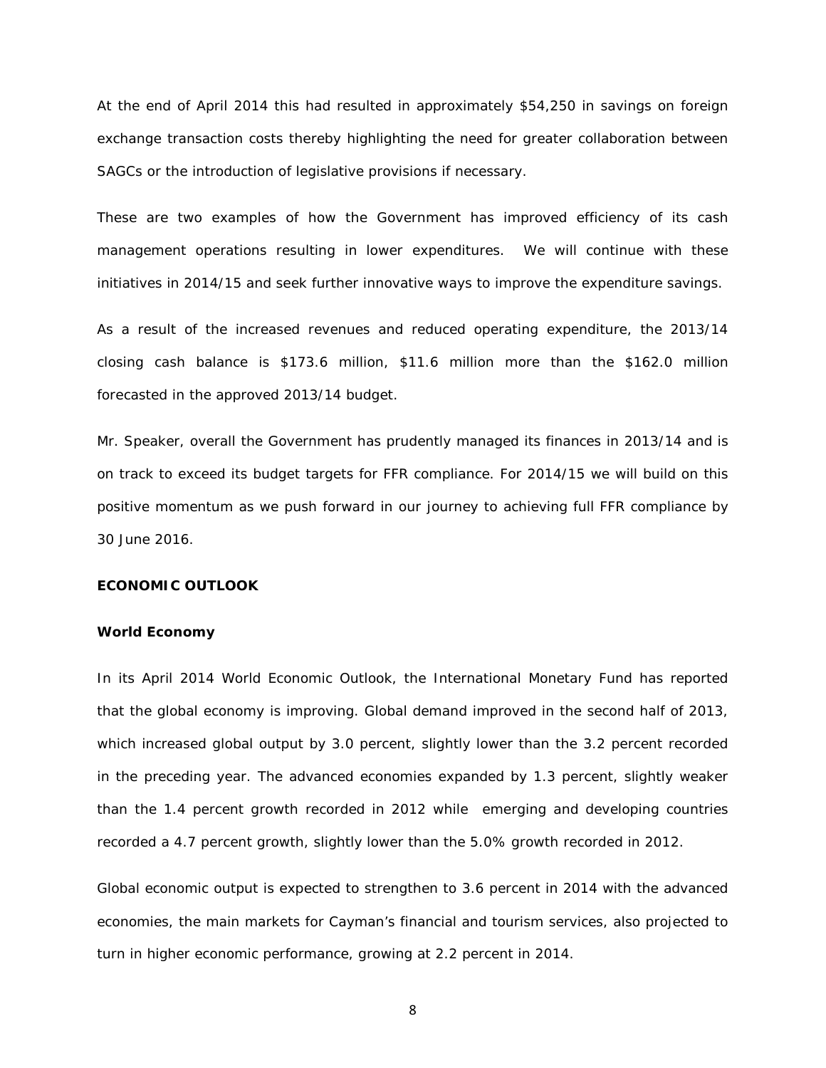At the end of April 2014 this had resulted in approximately $54,250 in savings on foreign exchange transaction costs thereby highlighting the need for greater collaboration between SAGCs or the introduction of legislative provisions if necessary.

These are two examples of how the Government has improved efficiency of its cash management operations resulting in lower expenditures. We will continue with these initiatives in 2014/15 and seek further innovative ways to improve the expenditure savings.

As a result of the increased revenues and reduced operating expenditure, the 2013/14 closing cash balance is $173.6 million, $11.6 million more than the $162.0 million forecasted in the approved 2013/14 budget.

Mr. Speaker, overall the Government has prudently managed its finances in 2013/14 and is on track to exceed its budget targets for FFR compliance. For 2014/15 we will build on this positive momentum as we push forward in our journey to achieving full FFR compliance by 30 June 2016.

## ECONOMIC OUTLOOK

### World Economy

In its April 2014 World Economic Outlook, the International Monetary Fund has reported that the global economy is improving. Global demand improved in the second half of 2013, which increased global output by 3.0 percent, slightly lower than the 3.2 percent recorded in the preceding year. The advanced economies expanded by 1.3 percent, slightly weaker than the 1.4 percent growth recorded in 2012 while emerging and developing countries recorded a 4.7 percent growth, slightly lower than the 5.0% growth recorded in 2012.

Global economic output is expected to strengthen to 3.6 percent in 2014 with the advanced economies, the main markets for Cayman's financial and tourism services, also projected to turn in higher economic performance, growing at 2.2 percent in 2014.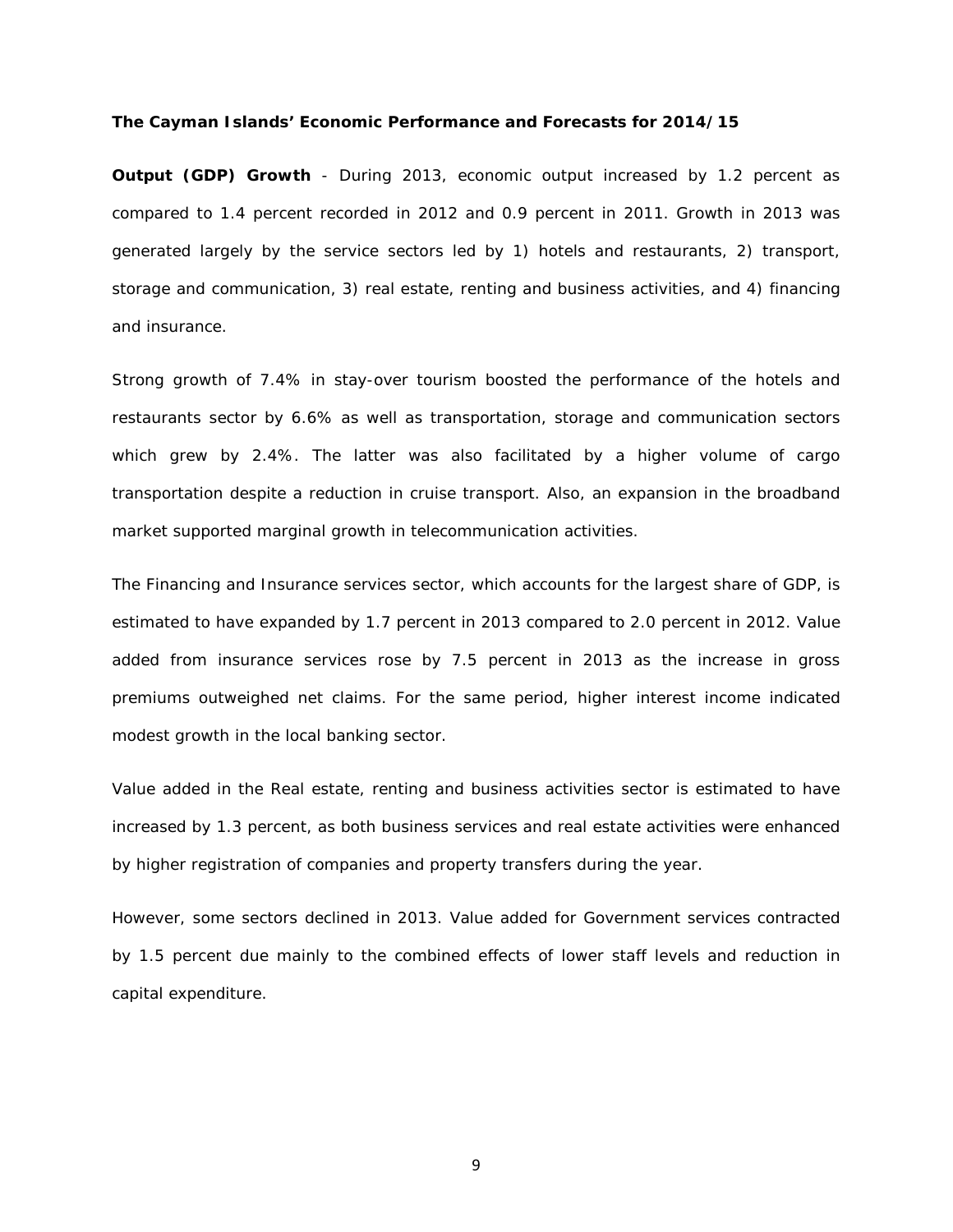**The Cayman Islands' Economic Performance and Forecasts for 2014/15**

**Output (GDP) Growth** - During 2013, economic output increased by 1.2 percent as compared to 1.4 percent recorded in 2012 and 0.9 percent in 2011. Growth in 2013 was generated largely by the service sectors led by 1) hotels and restaurants, 2) transport, storage and communication, 3) real estate, renting and business activities, and 4) financing and insurance.

Strong growth of 7.4% in stay-over tourism boosted the performance of the hotels and restaurants sector by 6.6% as well as transportation, storage and communication sectors which grew by 2.4%. The latter was also facilitated by a higher volume of cargo transportation despite a reduction in cruise transport. Also, an expansion in the broadband market supported marginal growth in telecommunication activities.

The Financing and Insurance services sector, which accounts for the largest share of GDP, is estimated to have expanded by 1.7 percent in 2013 compared to 2.0 percent in 2012. Value added from insurance services rose by 7.5 percent in 2013 as the increase in gross premiums outweighed net claims. For the same period, higher interest income indicated modest growth in the local banking sector.

Value added in the Real estate, renting and business activities sector is estimated to have increased by 1.3 percent, as both business services and real estate activities were enhanced by higher registration of companies and property transfers during the year.

However, some sectors declined in 2013. Value added for Government services contracted by 1.5 percent due mainly to the combined effects of lower staff levels and reduction in capital expenditure.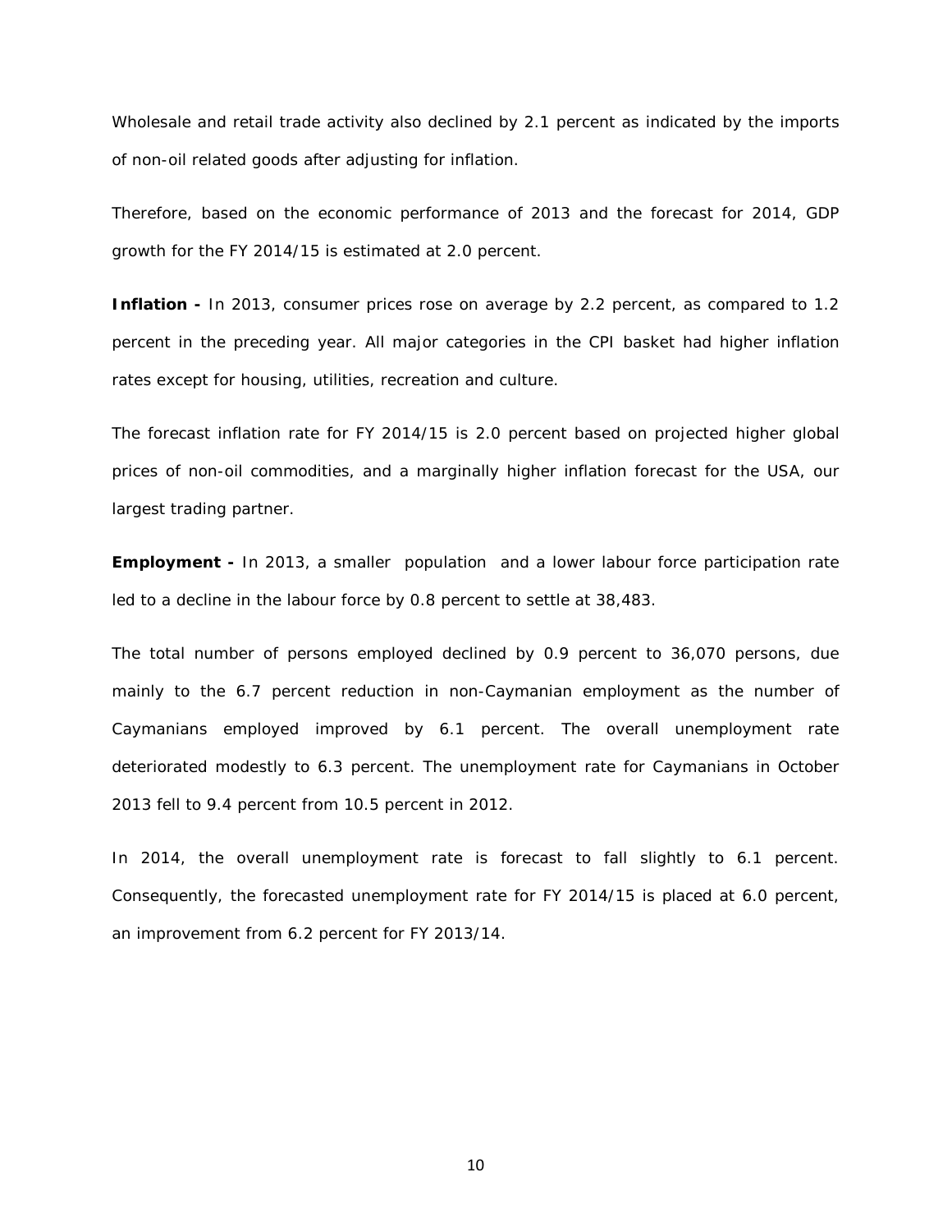Wholesale and retail trade activity also declined by 2.1 percent as indicated by the imports of non-oil related goods after adjusting for inflation.

Therefore, based on the economic performance of 2013 and the forecast for 2014, GDP growth for the FY 2014/15 is estimated at 2.0 percent.

**Inflation -** In 2013, consumer prices rose on average by 2.2 percent, as compared to 1.2 percent in the preceding year. All major categories in the CPI basket had higher inflation rates except for housing, utilities, recreation and culture.

The forecast inflation rate for FY 2014/15 is 2.0 percent based on projected higher global prices of non-oil commodities, and a marginally higher inflation forecast for the USA, our largest trading partner.

**Employment -** In 2013, a smaller population and a lower labour force participation rate led to a decline in the labour force by 0.8 percent to settle at 38,483.

The total number of persons employed declined by 0.9 percent to 36,070 persons, due mainly to the 6.7 percent reduction in non-Caymanian employment as the number of Caymanians employed improved by 6.1 percent. The overall unemployment rate deteriorated modestly to 6.3 percent. The unemployment rate for Caymanians in October 2013 fell to 9.4 percent from 10.5 percent in 2012.

In 2014, the overall unemployment rate is forecast to fall slightly to 6.1 percent. Consequently, the forecasted unemployment rate for FY 2014/15 is placed at 6.0 percent, an improvement from 6.2 percent for FY 2013/14.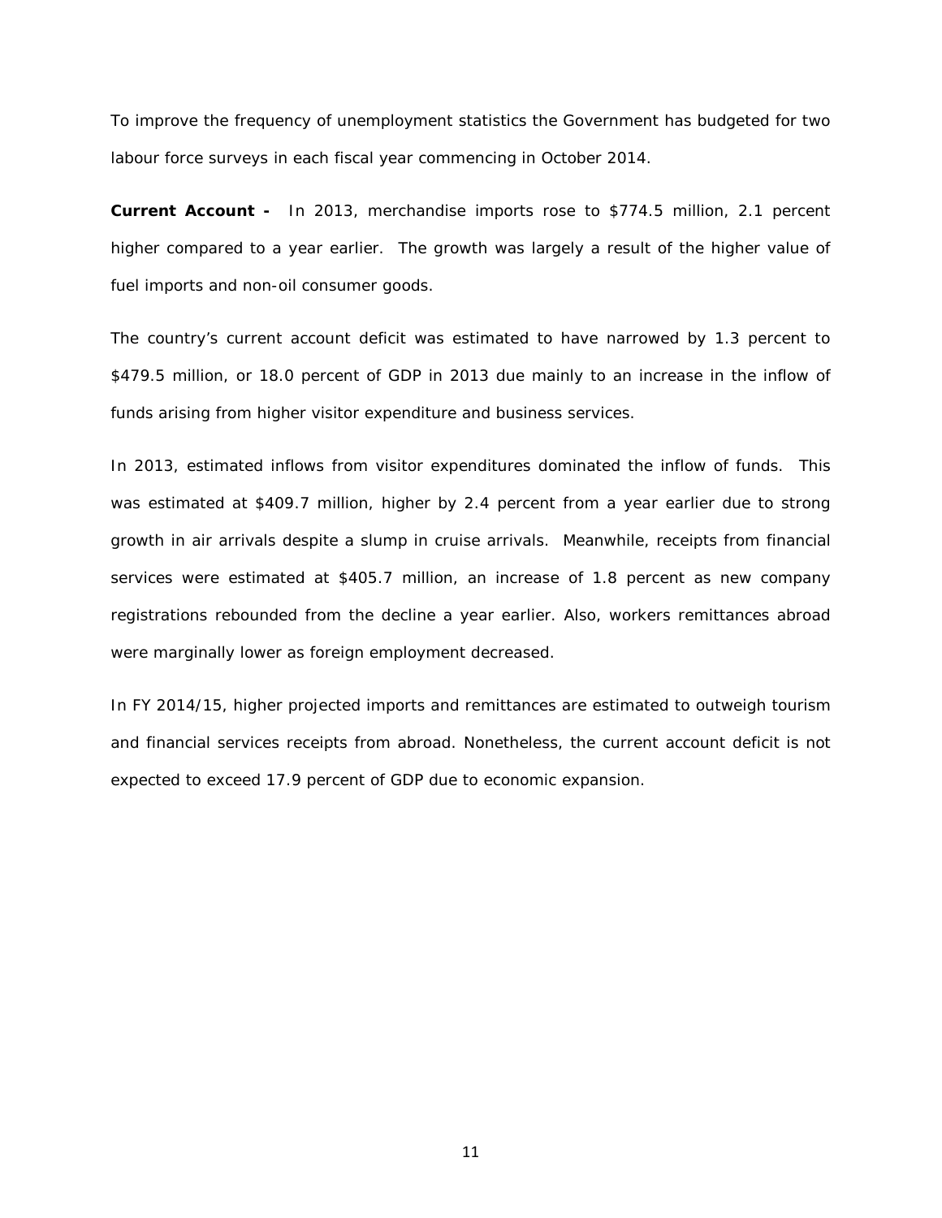To improve the frequency of unemployment statistics the Government has budgeted for two labour force surveys in each fiscal year commencing in October 2014.

**Current Account -** In 2013, merchandise imports rose to $774.5 million, 2.1 percent higher compared to a year earlier. The growth was largely a result of the higher value of fuel imports and non-oil consumer goods.

The country's current account deficit was estimated to have narrowed by 1.3 percent to $479.5 million, or 18.0 percent of GDP in 2013 due mainly to an increase in the inflow of funds arising from higher visitor expenditure and business services.

In 2013, estimated inflows from visitor expenditures dominated the inflow of funds. This was estimated at $409.7 million, higher by 2.4 percent from a year earlier due to strong growth in air arrivals despite a slump in cruise arrivals. Meanwhile, receipts from financial services were estimated at $405.7 million, an increase of 1.8 percent as new company registrations rebounded from the decline a year earlier. Also, workers remittances abroad were marginally lower as foreign employment decreased.

In FY 2014/15, higher projected imports and remittances are estimated to outweigh tourism and financial services receipts from abroad. Nonetheless, the current account deficit is not expected to exceed 17.9 percent of GDP due to economic expansion.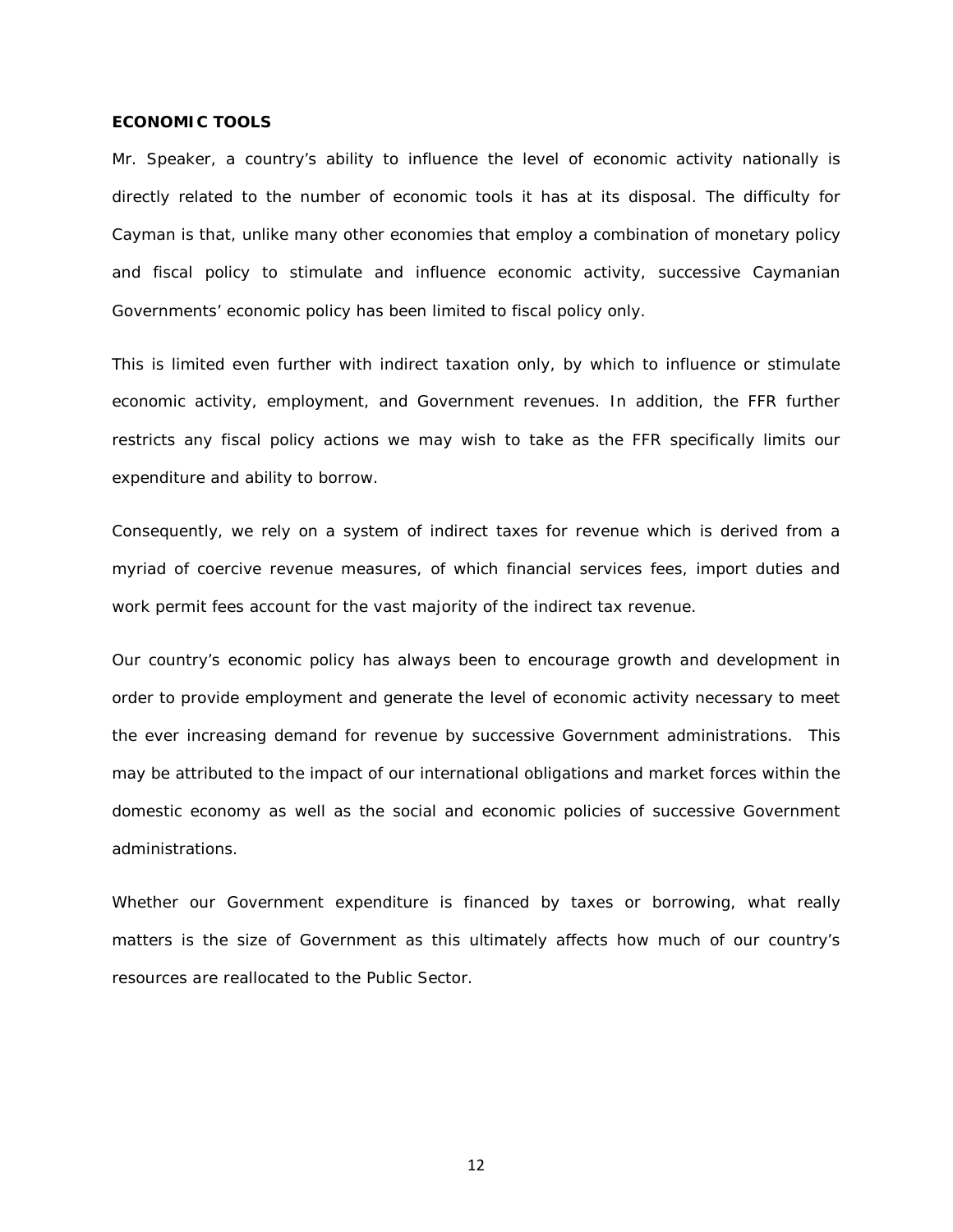**ECONOMIC TOOLS**

Mr. Speaker, a country's ability to influence the level of economic activity nationally is directly related to the number of economic tools it has at its disposal. The difficulty for Cayman is that, unlike many other economies that employ a combination of monetary policy and fiscal policy to stimulate and influence economic activity, successive Caymanian Governments' economic policy has been limited to fiscal policy only.

This is limited even further with indirect taxation only, by which to influence or stimulate economic activity, employment, and Government revenues. In addition, the FFR further restricts any fiscal policy actions we may wish to take as the FFR specifically limits our expenditure and ability to borrow.

Consequently, we rely on a system of indirect taxes for revenue which is derived from a myriad of coercive revenue measures, of which financial services fees, import duties and work permit fees account for the vast majority of the indirect tax revenue.

Our country's economic policy has always been to encourage growth and development in order to provide employment and generate the level of economic activity necessary to meet the ever increasing demand for revenue by successive Government administrations. This may be attributed to the impact of our international obligations and market forces within the domestic economy as well as the social and economic policies of successive Government administrations.

Whether our Government expenditure is financed by taxes or borrowing, what really matters is the size of Government as this ultimately affects how much of our country's resources are reallocated to the Public Sector.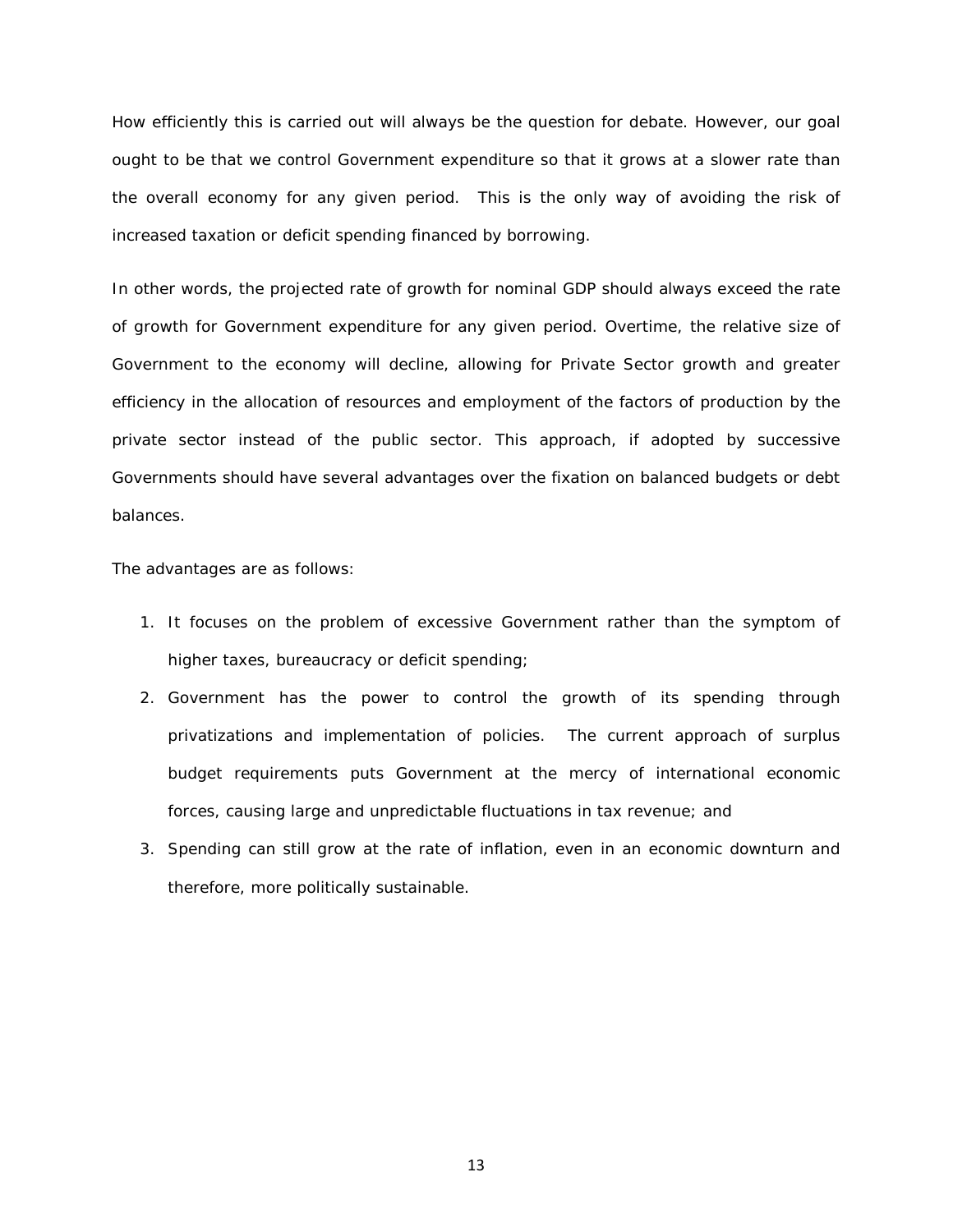How efficiently this is carried out will always be the question for debate. However, our goal ought to be that we control Government expenditure so that it grows at a slower rate than the overall economy for any given period. This is the only way of avoiding the risk of increased taxation or deficit spending financed by borrowing.

In other words, the projected rate of growth for nominal GDP should always exceed the rate of growth for Government expenditure for any given period. Overtime, the relative size of Government to the economy will decline, allowing for Private Sector growth and greater efficiency in the allocation of resources and employment of the factors of production by the private sector instead of the public sector. This approach, if adopted by successive Governments should have several advantages over the fixation on balanced budgets or debt balances.

The advantages are as follows:

1. It focuses on the problem of excessive Government rather than the symptom of higher taxes, bureaucracy or deficit spending;
2. Government has the power to control the growth of its spending through privatizations and implementation of policies. The current approach of surplus budget requirements puts Government at the mercy of international economic forces, causing large and unpredictable fluctuations in tax revenue; and
3. Spending can still grow at the rate of inflation, even in an economic downturn and therefore, more politically sustainable.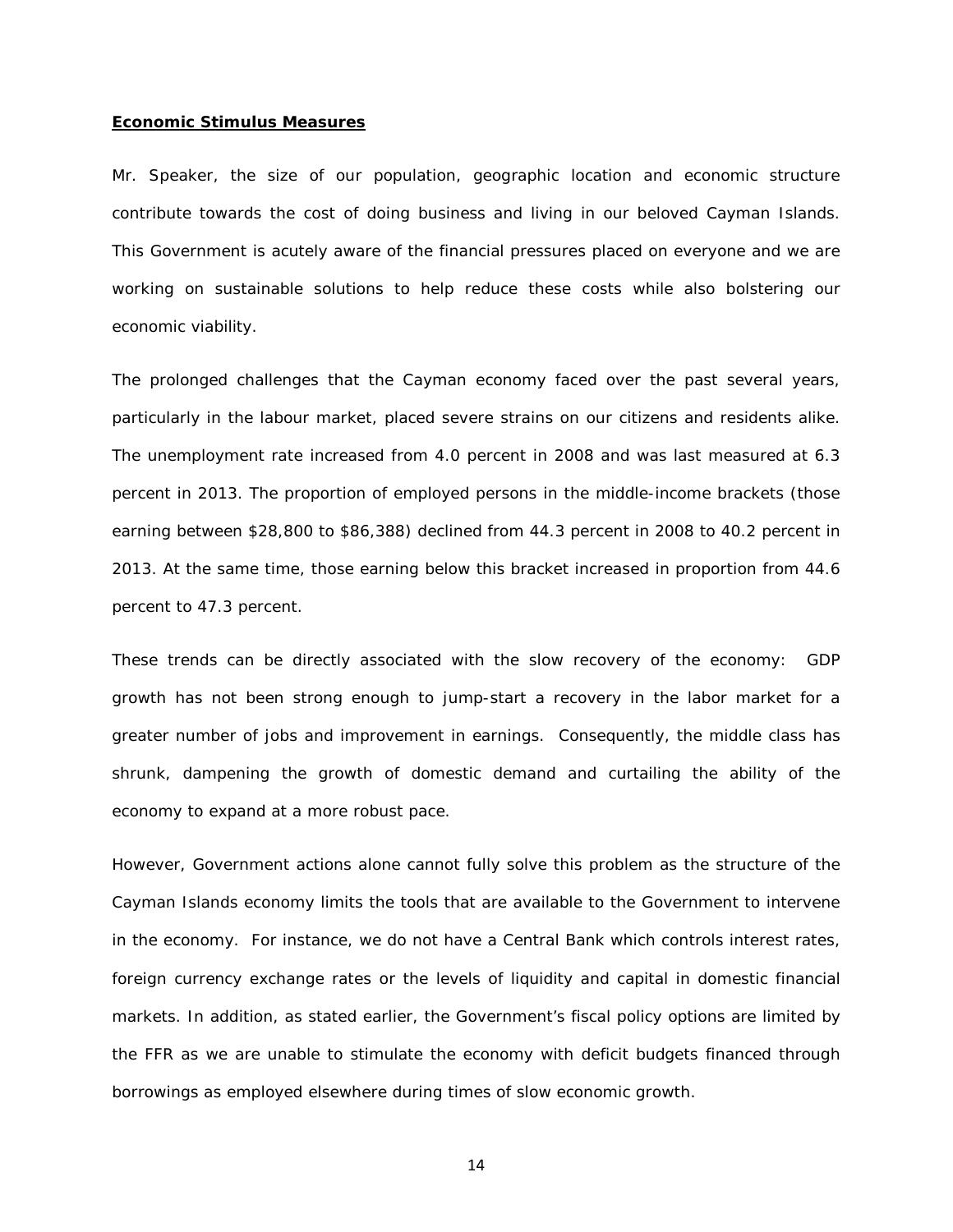**Economic Stimulus Measures**

Mr. Speaker, the size of our population, geographic location and economic structure contribute towards the cost of doing business and living in our beloved Cayman Islands. This Government is acutely aware of the financial pressures placed on everyone and we are working on sustainable solutions to help reduce these costs while also bolstering our economic viability.

The prolonged challenges that the Cayman economy faced over the past several years, particularly in the labour market, placed severe strains on our citizens and residents alike. The unemployment rate increased from 4.0 percent in 2008 and was last measured at 6.3 percent in 2013. The proportion of employed persons in the middle-income brackets (those earning between $28,800 to $86,388) declined from 44.3 percent in 2008 to 40.2 percent in 2013. At the same time, those earning below this bracket increased in proportion from 44.6 percent to 47.3 percent.

These trends can be directly associated with the slow recovery of the economy: GDP growth has not been strong enough to jump-start a recovery in the labor market for a greater number of jobs and improvement in earnings. Consequently, the middle class has shrunk, dampening the growth of domestic demand and curtailing the ability of the economy to expand at a more robust pace.

However, Government actions alone cannot fully solve this problem as the structure of the Cayman Islands economy limits the tools that are available to the Government to intervene in the economy. For instance, we do not have a Central Bank which controls interest rates, foreign currency exchange rates or the levels of liquidity and capital in domestic financial markets. In addition, as stated earlier, the Government's fiscal policy options are limited by the FFR as we are unable to stimulate the economy with deficit budgets financed through borrowings as employed elsewhere during times of slow economic growth.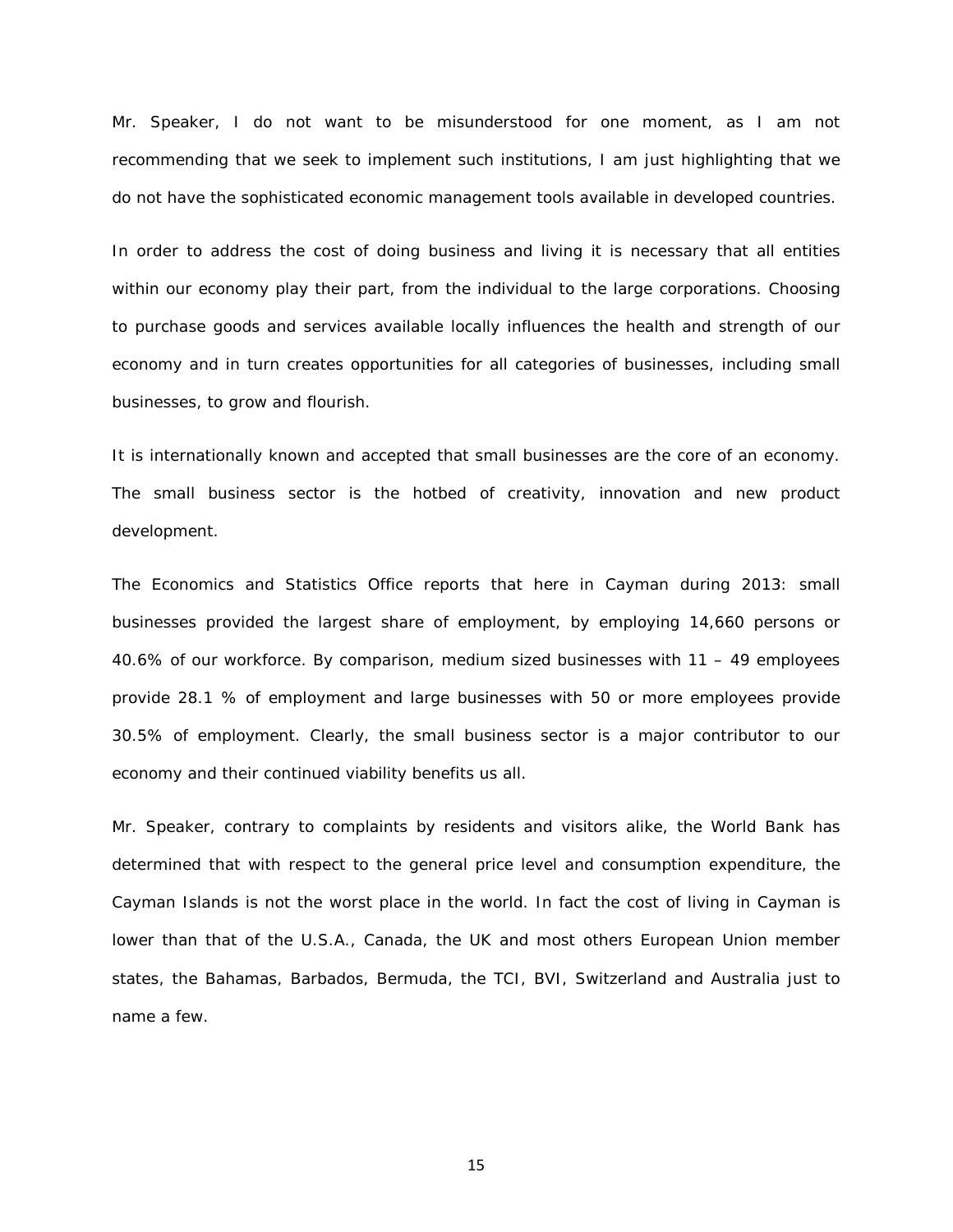Mr. Speaker, I do not want to be misunderstood for one moment, as I am not recommending that we seek to implement such institutions, I am just highlighting that we do not have the sophisticated economic management tools available in developed countries.

In order to address the cost of doing business and living it is necessary that all entities within our economy play their part, from the individual to the large corporations. Choosing to purchase goods and services available locally influences the health and strength of our economy and in turn creates opportunities for all categories of businesses, including small businesses, to grow and flourish.

It is internationally known and accepted that small businesses are the core of an economy. The small business sector is the hotbed of creativity, innovation and new product development.

The Economics and Statistics Office reports that here in Cayman during 2013: small businesses provided the largest share of employment, by employing 14,660 persons or 40.6% of our workforce. By comparison, medium sized businesses with 11 – 49 employees provide 28.1 % of employment and large businesses with 50 or more employees provide 30.5% of employment. Clearly, the small business sector is a major contributor to our economy and their continued viability benefits us all.

Mr. Speaker, contrary to complaints by residents and visitors alike, the World Bank has determined that with respect to the general price level and consumption expenditure, the Cayman Islands is not the worst place in the world. In fact the cost of living in Cayman is lower than that of the U.S.A., Canada, the UK and most others European Union member states, the Bahamas, Barbados, Bermuda, the TCI, BVI, Switzerland and Australia just to name a few.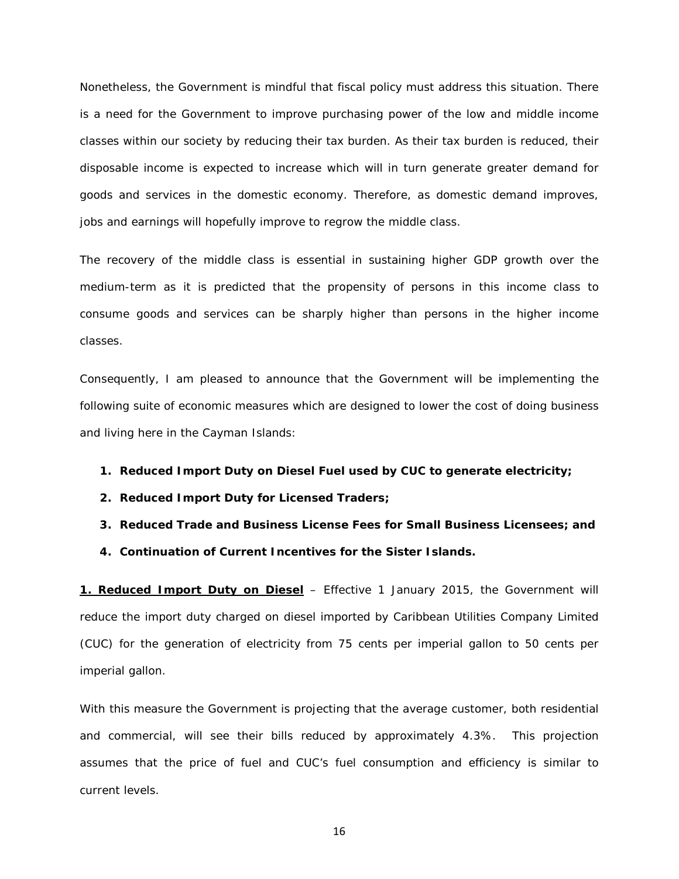Nonetheless, the Government is mindful that fiscal policy must address this situation. There is a need for the Government to improve purchasing power of the low and middle income classes within our society by reducing their tax burden. As their tax burden is reduced, their disposable income is expected to increase which will in turn generate greater demand for goods and services in the domestic economy. Therefore, as domestic demand improves, jobs and earnings will hopefully improve to regrow the middle class.

The recovery of the middle class is essential in sustaining higher GDP growth over the medium-term as it is predicted that the propensity of persons in this income class to consume goods and services can be sharply higher than persons in the higher income classes.

Consequently, I am pleased to announce that the Government will be implementing the following suite of economic measures which are designed to lower the cost of doing business and living here in the Cayman Islands:

1. **Reduced Import Duty on Diesel Fuel used by CUC to generate electricity;**
2. **Reduced Import Duty for Licensed Traders;**
3. **Reduced Trade and Business License Fees for Small Business Licensees; and**
4. **Continuation of Current Incentives for the Sister Islands.**

**<u>1. Reduced Import Duty on Diesel</u>** – Effective 1 January 2015, the Government will reduce the import duty charged on diesel imported by Caribbean Utilities Company Limited (CUC) for the generation of electricity from 75 cents per imperial gallon to 50 cents per imperial gallon.

With this measure the Government is projecting that the average customer, both residential and commercial, will see their bills reduced by approximately 4.3%. This projection assumes that the price of fuel and CUC's fuel consumption and efficiency is similar to current levels.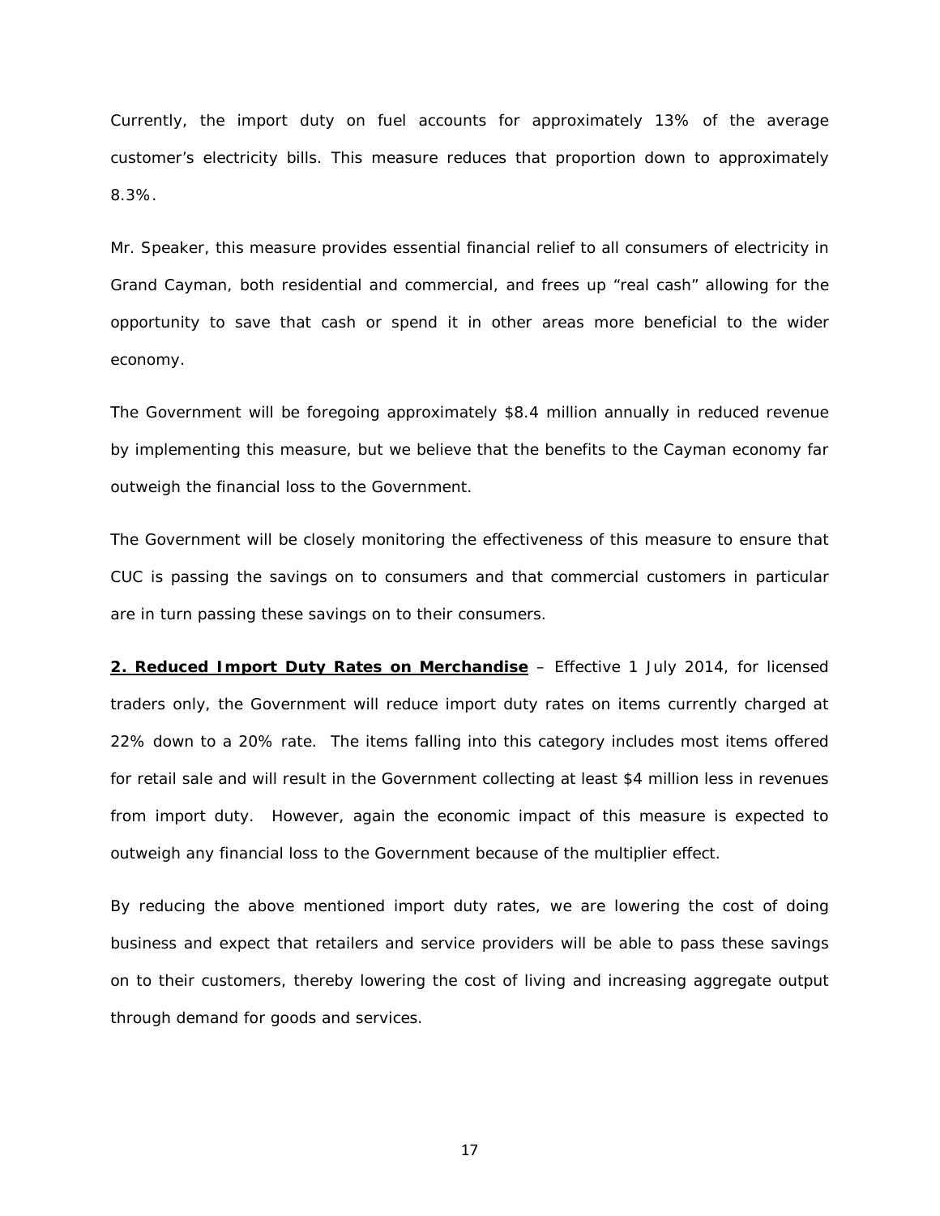Currently, the import duty on fuel accounts for approximately 13% of the average customer's electricity bills. This measure reduces that proportion down to approximately 8.3%.

Mr. Speaker, this measure provides essential financial relief to all consumers of electricity in Grand Cayman, both residential and commercial, and frees up "real cash" allowing for the opportunity to save that cash or spend it in other areas more beneficial to the wider economy.

The Government will be foregoing approximately $8.4 million annually in reduced revenue by implementing this measure, but we believe that the benefits to the Cayman economy far outweigh the financial loss to the Government.

The Government will be closely monitoring the effectiveness of this measure to ensure that CUC is passing the savings on to consumers and that commercial customers in particular are in turn passing these savings on to their consumers.

**2. Reduced Import Duty Rates on Merchandise** – Effective 1 July 2014, for licensed traders only, the Government will reduce import duty rates on items currently charged at 22% down to a 20% rate. The items falling into this category includes most items offered for retail sale and will result in the Government collecting at least $4 million less in revenues from import duty. However, again the economic impact of this measure is expected to outweigh any financial loss to the Government because of the multiplier effect.

By reducing the above mentioned import duty rates, we are lowering the cost of doing business and expect that retailers and service providers will be able to pass these savings on to their customers, thereby lowering the cost of living and increasing aggregate output through demand for goods and services.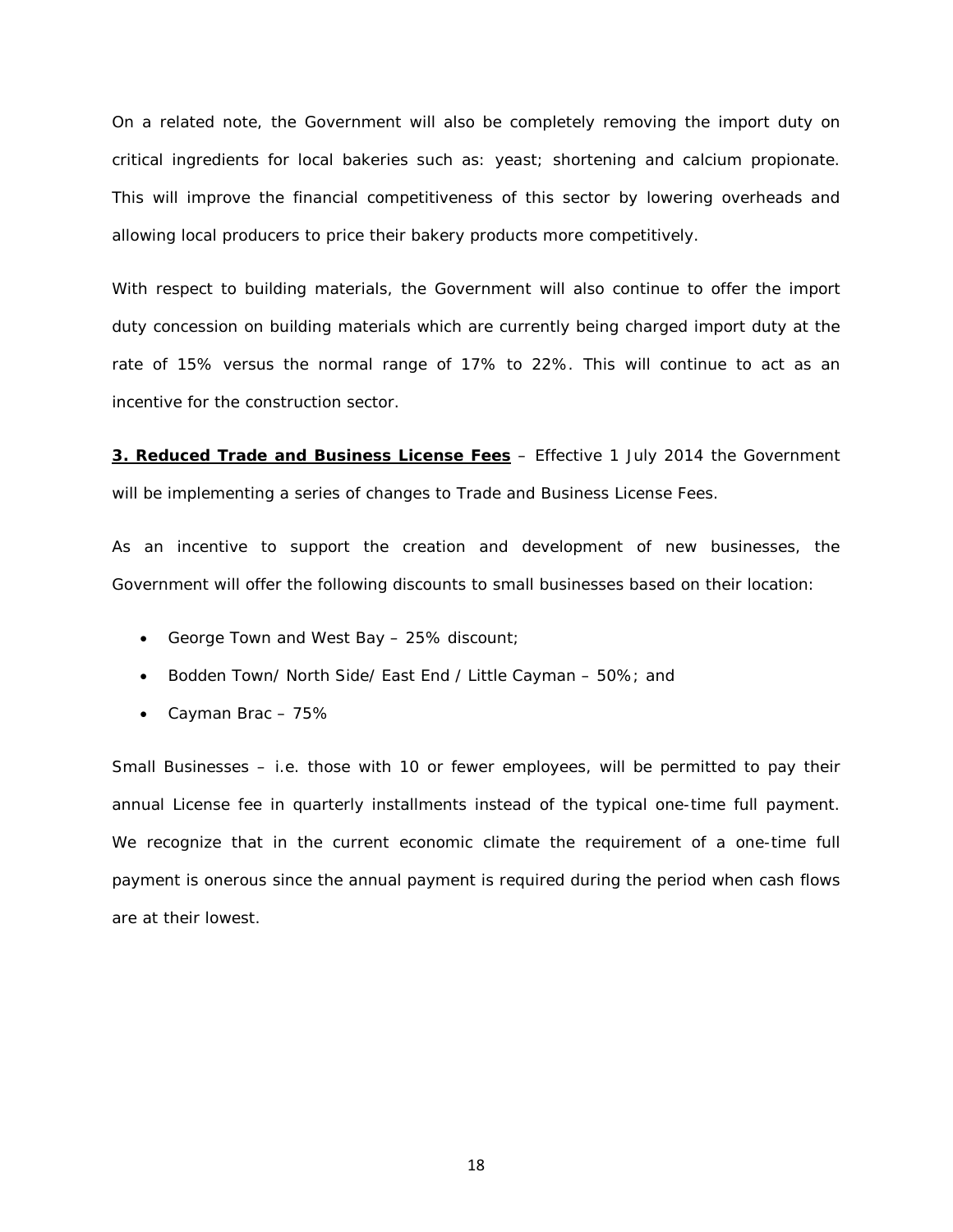On a related note, the Government will also be completely removing the import duty on critical ingredients for local bakeries such as: yeast; shortening and calcium propionate. This will improve the financial competitiveness of this sector by lowering overheads and allowing local producers to price their bakery products more competitively.

With respect to building materials, the Government will also continue to offer the import duty concession on building materials which are currently being charged import duty at the rate of 15% versus the normal range of 17% to 22%. This will continue to act as an incentive for the construction sector.

**3. Reduced Trade and Business License Fees** – Effective 1 July 2014 the Government will be implementing a series of changes to Trade and Business License Fees.

As an incentive to support the creation and development of new businesses, the Government will offer the following discounts to small businesses based on their location:

- George Town and West Bay – 25% discount;
- Bodden Town/ North Side/ East End / Little Cayman – 50%; and
- Cayman Brac – 75%

Small Businesses – i.e. those with 10 or fewer employees, will be permitted to pay their annual License fee in quarterly installments instead of the typical one-time full payment. We recognize that in the current economic climate the requirement of a one-time full payment is onerous since the annual payment is required during the period when cash flows are at their lowest.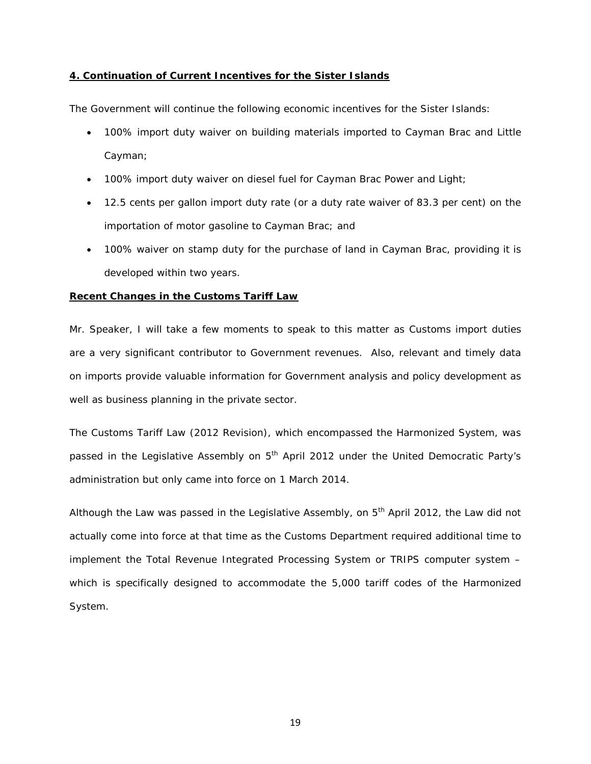**4. Continuation of Current Incentives for the Sister Islands**

The Government will continue the following economic incentives for the Sister Islands:

- 100% import duty waiver on building materials imported to Cayman Brac and Little Cayman;
- 100% import duty waiver on diesel fuel for Cayman Brac Power and Light;
- 12.5 cents per gallon import duty rate (or a duty rate waiver of 83.3 per cent) on the importation of motor gasoline to Cayman Brac; and
- 100% waiver on stamp duty for the purchase of land in Cayman Brac, providing it is developed within two years.

**Recent Changes in the Customs Tariff Law**

Mr. Speaker, I will take a few moments to speak to this matter as Customs import duties are a very significant contributor to Government revenues. Also, relevant and timely data on imports provide valuable information for Government analysis and policy development as well as business planning in the private sector.

The Customs Tariff Law (2012 Revision), which encompassed the Harmonized System, was passed in the Legislative Assembly on 5th April 2012 under the United Democratic Party's administration but only came into force on 1 March 2014.

Although the Law was passed in the Legislative Assembly, on 5th April 2012, the Law did not actually come into force at that time as the Customs Department required additional time to implement the Total Revenue Integrated Processing System or TRIPS computer system – which is specifically designed to accommodate the 5,000 tariff codes of the Harmonized System.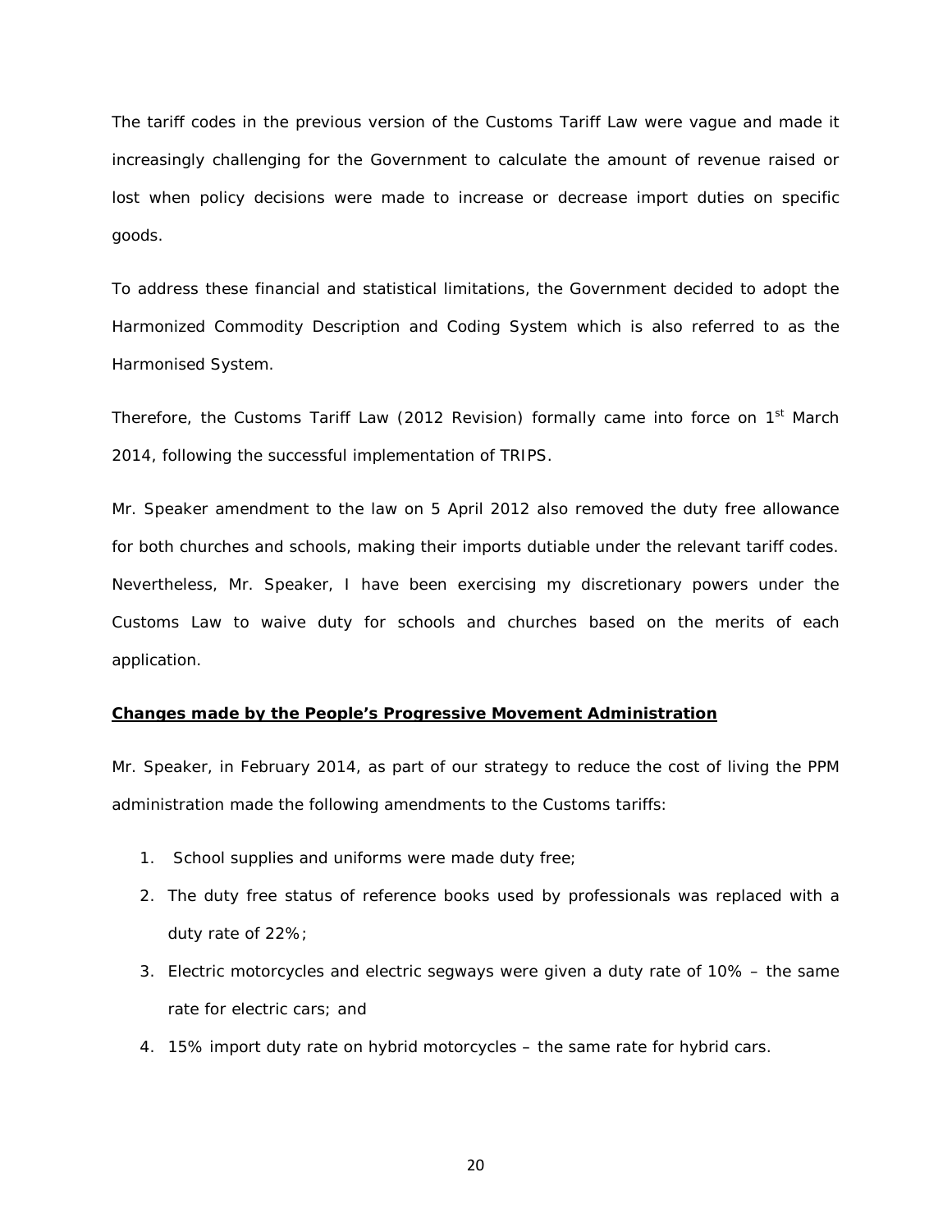The tariff codes in the previous version of the Customs Tariff Law were vague and made it increasingly challenging for the Government to calculate the amount of revenue raised or lost when policy decisions were made to increase or decrease import duties on specific goods.

To address these financial and statistical limitations, the Government decided to adopt the Harmonized Commodity Description and Coding System which is also referred to as the Harmonised System.

Therefore, the Customs Tariff Law (2012 Revision) formally came into force on 1st March 2014, following the successful implementation of TRIPS.

Mr. Speaker amendment to the law on 5 April 2012 also removed the duty free allowance for both churches and schools, making their imports dutiable under the relevant tariff codes. Nevertheless, Mr. Speaker, I have been exercising my discretionary powers under the Customs Law to waive duty for schools and churches based on the merits of each application.

**Changes made by the People's Progressive Movement Administration**

Mr. Speaker, in February 2014, as part of our strategy to reduce the cost of living the PPM administration made the following amendments to the Customs tariffs:

1. School supplies and uniforms were made duty free;
2. The duty free status of reference books used by professionals was replaced with a duty rate of 22%;
3. Electric motorcycles and electric segways were given a duty rate of 10% – the same rate for electric cars; and
4. 15% import duty rate on hybrid motorcycles – the same rate for hybrid cars.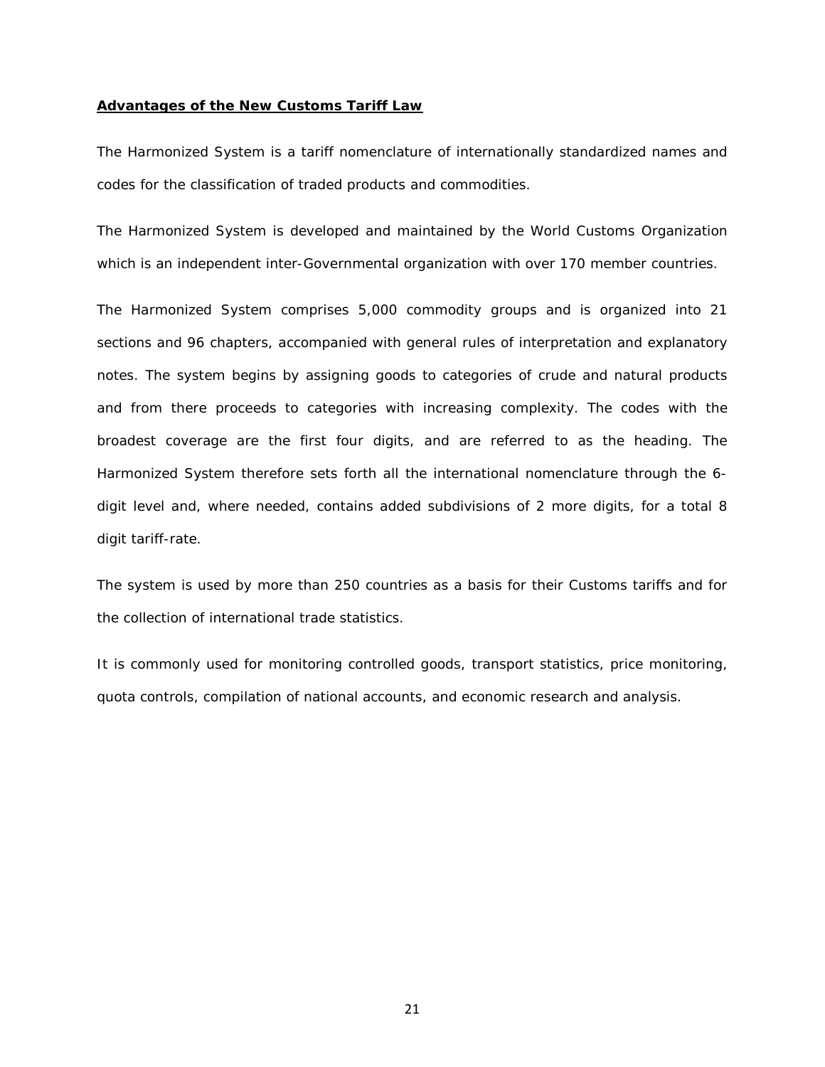**Advantages of the New Customs Tariff Law**

The Harmonized System is a tariff nomenclature of internationally standardized names and codes for the classification of traded products and commodities.

The Harmonized System is developed and maintained by the World Customs Organization which is an independent inter-Governmental organization with over 170 member countries.

The Harmonized System comprises 5,000 commodity groups and is organized into 21 sections and 96 chapters, accompanied with general rules of interpretation and explanatory notes. The system begins by assigning goods to categories of crude and natural products and from there proceeds to categories with increasing complexity. The codes with the broadest coverage are the first four digits, and are referred to as the heading. The Harmonized System therefore sets forth all the international nomenclature through the 6-digit level and, where needed, contains added subdivisions of 2 more digits, for a total 8 digit tariff-rate.

The system is used by more than 250 countries as a basis for their Customs tariffs and for the collection of international trade statistics.

It is commonly used for monitoring controlled goods, transport statistics, price monitoring, quota controls, compilation of national accounts, and economic research and analysis.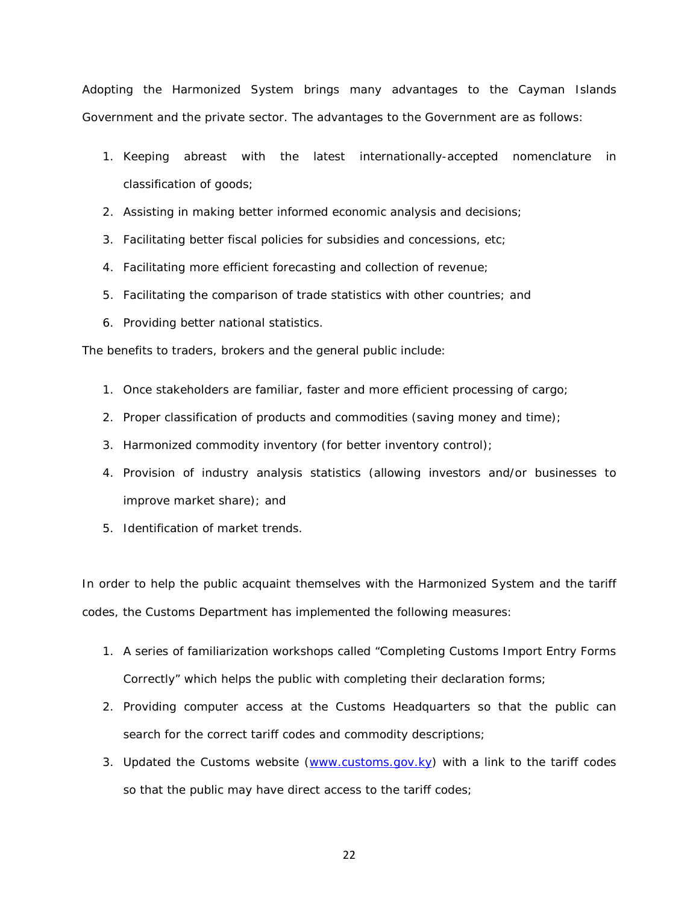Adopting the Harmonized System brings many advantages to the Cayman Islands Government and the private sector. The advantages to the Government are as follows:

1. Keeping abreast with the latest internationally-accepted nomenclature in classification of goods;
2. Assisting in making better informed economic analysis and decisions;
3. Facilitating better fiscal policies for subsidies and concessions, etc;
4. Facilitating more efficient forecasting and collection of revenue;
5. Facilitating the comparison of trade statistics with other countries; and
6. Providing better national statistics.

The benefits to traders, brokers and the general public include:

1. Once stakeholders are familiar, faster and more efficient processing of cargo;
2. Proper classification of products and commodities (saving money and time);
3. Harmonized commodity inventory (for better inventory control);
4. Provision of industry analysis statistics (allowing investors and/or businesses to improve market share); and
5. Identification of market trends.

In order to help the public acquaint themselves with the Harmonized System and the tariff codes, the Customs Department has implemented the following measures:

1. A series of familiarization workshops called "Completing Customs Import Entry Forms Correctly" which helps the public with completing their declaration forms;
2. Providing computer access at the Customs Headquarters so that the public can search for the correct tariff codes and commodity descriptions;
3. Updated the Customs website (www.customs.gov.ky) with a link to the tariff codes so that the public may have direct access to the tariff codes;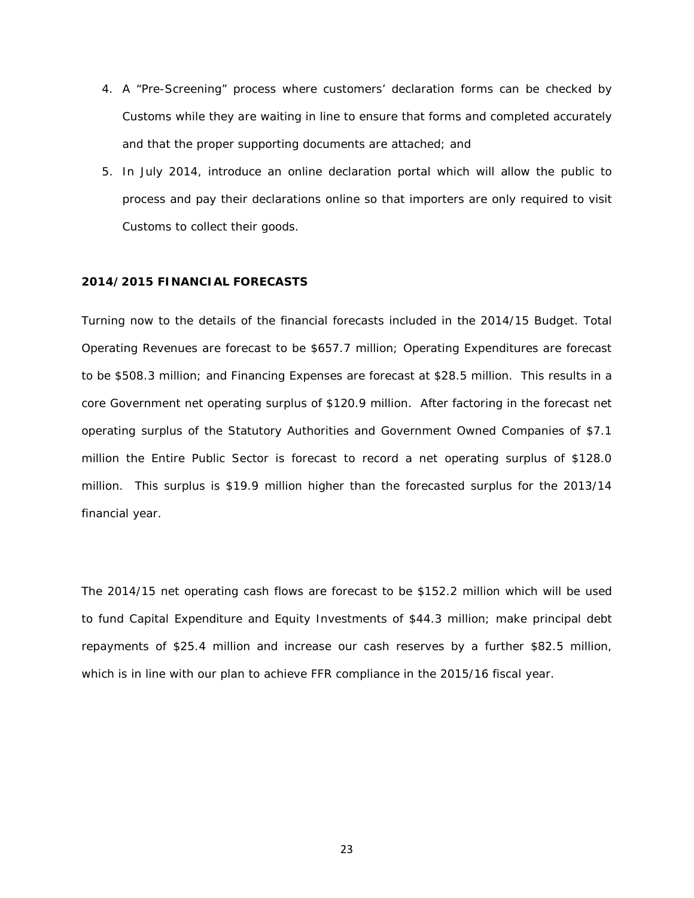4. A "Pre-Screening" process where customers' declaration forms can be checked by Customs while they are waiting in line to ensure that forms and completed accurately and that the proper supporting documents are attached; and
5. In July 2014, introduce an online declaration portal which will allow the public to process and pay their declarations online so that importers are only required to visit Customs to collect their goods.

**2014/2015 FINANCIAL FORECASTS**

Turning now to the details of the financial forecasts included in the 2014/15 Budget. Total Operating Revenues are forecast to be $657.7 million; Operating Expenditures are forecast to be $508.3 million; and Financing Expenses are forecast at $28.5 million. This results in a core Government net operating surplus of $120.9 million. After factoring in the forecast net operating surplus of the Statutory Authorities and Government Owned Companies of $7.1 million the Entire Public Sector is forecast to record a net operating surplus of $128.0 million. This surplus is $19.9 million higher than the forecasted surplus for the 2013/14 financial year.

The 2014/15 net operating cash flows are forecast to be $152.2 million which will be used to fund Capital Expenditure and Equity Investments of $44.3 million; make principal debt repayments of $25.4 million and increase our cash reserves by a further $82.5 million, which is in line with our plan to achieve FFR compliance in the 2015/16 fiscal year.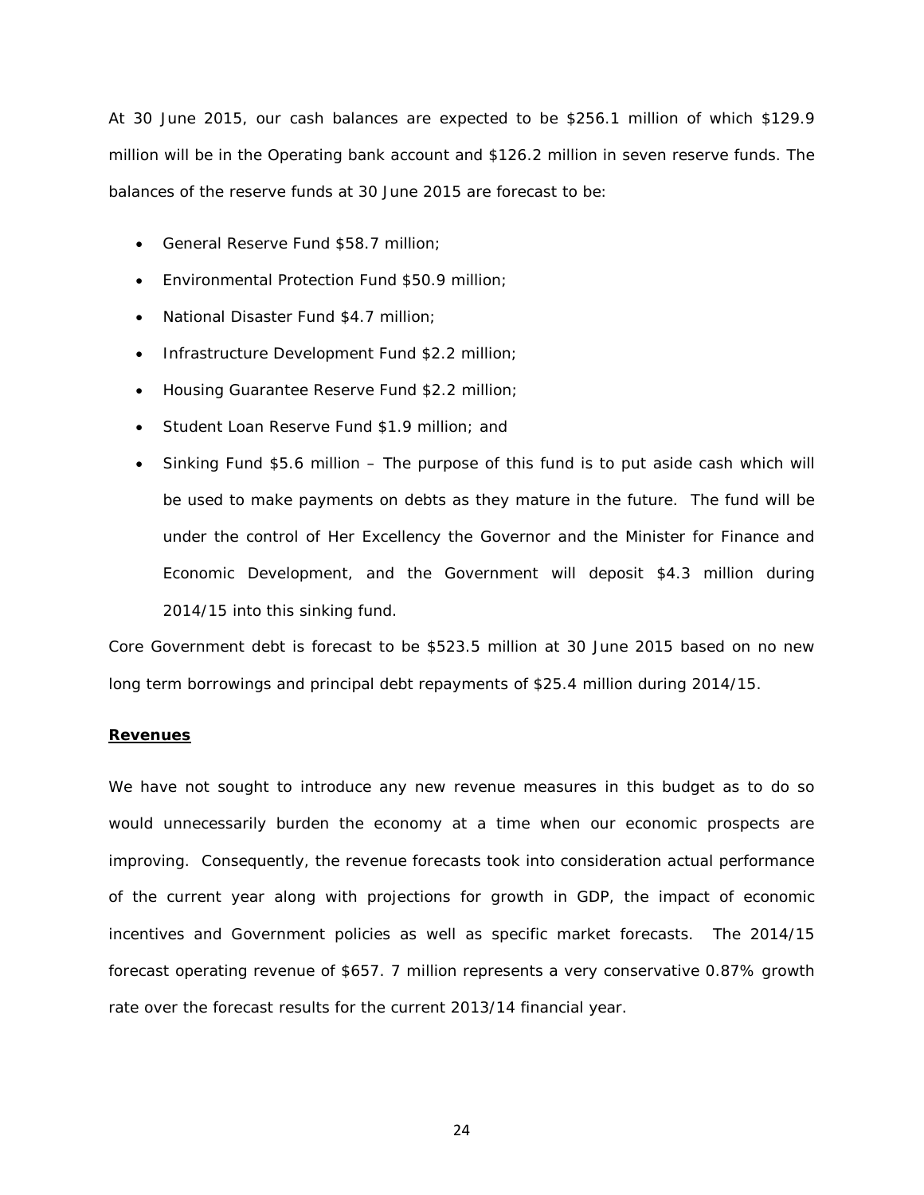At 30 June 2015, our cash balances are expected to be $256.1 million of which $129.9 million will be in the Operating bank account and $126.2 million in seven reserve funds. The balances of the reserve funds at 30 June 2015 are forecast to be:

- General Reserve Fund $58.7 million;
- Environmental Protection Fund $50.9 million;
- National Disaster Fund $4.7 million;
- Infrastructure Development Fund $2.2 million;
- Housing Guarantee Reserve Fund $2.2 million;
- Student Loan Reserve Fund $1.9 million; and
- Sinking Fund $5.6 million – The purpose of this fund is to put aside cash which will be used to make payments on debts as they mature in the future. The fund will be under the control of Her Excellency the Governor and the Minister for Finance and Economic Development, and the Government will deposit $4.3 million during 2014/15 into this sinking fund.

Core Government debt is forecast to be $523.5 million at 30 June 2015 based on no new long term borrowings and principal debt repayments of $25.4 million during 2014/15.

**Revenues**

We have not sought to introduce any new revenue measures in this budget as to do so would unnecessarily burden the economy at a time when our economic prospects are improving. Consequently, the revenue forecasts took into consideration actual performance of the current year along with projections for growth in GDP, the impact of economic incentives and Government policies as well as specific market forecasts. The 2014/15 forecast operating revenue of $657. 7 million represents a very conservative 0.87% growth rate over the forecast results for the current 2013/14 financial year.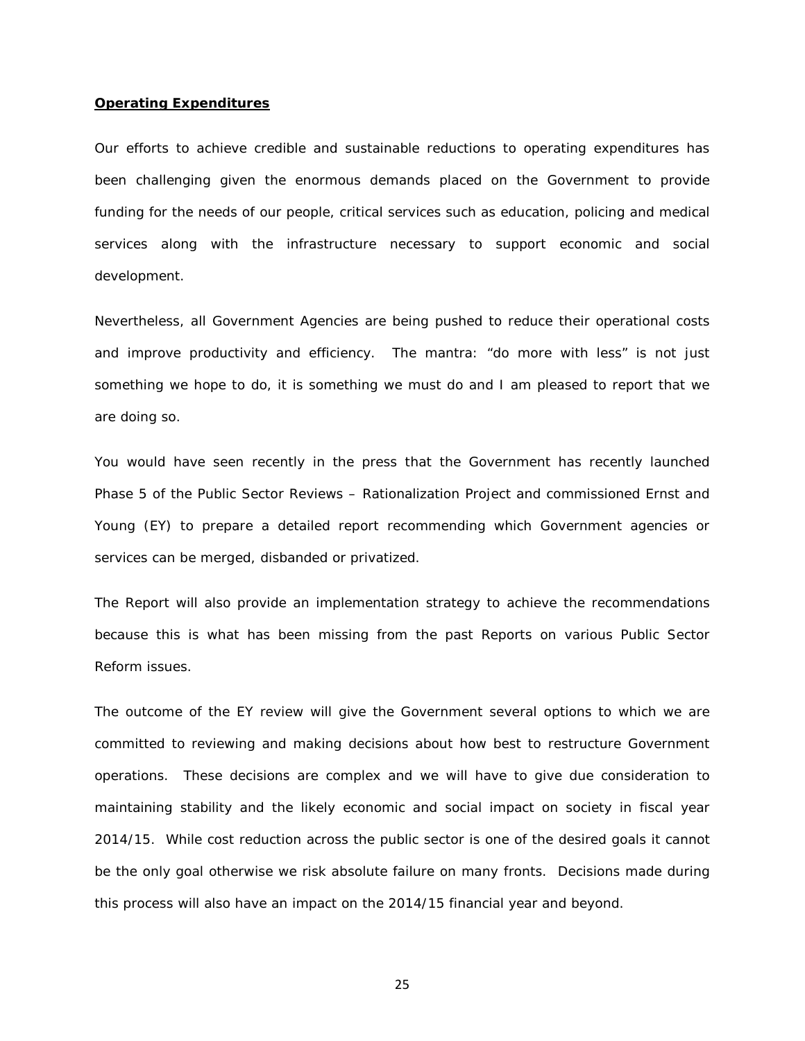**Operating Expenditures**

Our efforts to achieve credible and sustainable reductions to operating expenditures has been challenging given the enormous demands placed on the Government to provide funding for the needs of our people, critical services such as education, policing and medical services along with the infrastructure necessary to support economic and social development.

Nevertheless, all Government Agencies are being pushed to reduce their operational costs and improve productivity and efficiency. The mantra: "do more with less" is not just something we hope to do, it is something we must do and I am pleased to report that we are doing so.

You would have seen recently in the press that the Government has recently launched Phase 5 of the Public Sector Reviews – Rationalization Project and commissioned Ernst and Young (EY) to prepare a detailed report recommending which Government agencies or services can be merged, disbanded or privatized.

The Report will also provide an implementation strategy to achieve the recommendations because this is what has been missing from the past Reports on various Public Sector Reform issues.

The outcome of the EY review will give the Government several options to which we are committed to reviewing and making decisions about how best to restructure Government operations. These decisions are complex and we will have to give due consideration to maintaining stability and the likely economic and social impact on society in fiscal year 2014/15. While cost reduction across the public sector is one of the desired goals it cannot be the only goal otherwise we risk absolute failure on many fronts. Decisions made during this process will also have an impact on the 2014/15 financial year and beyond.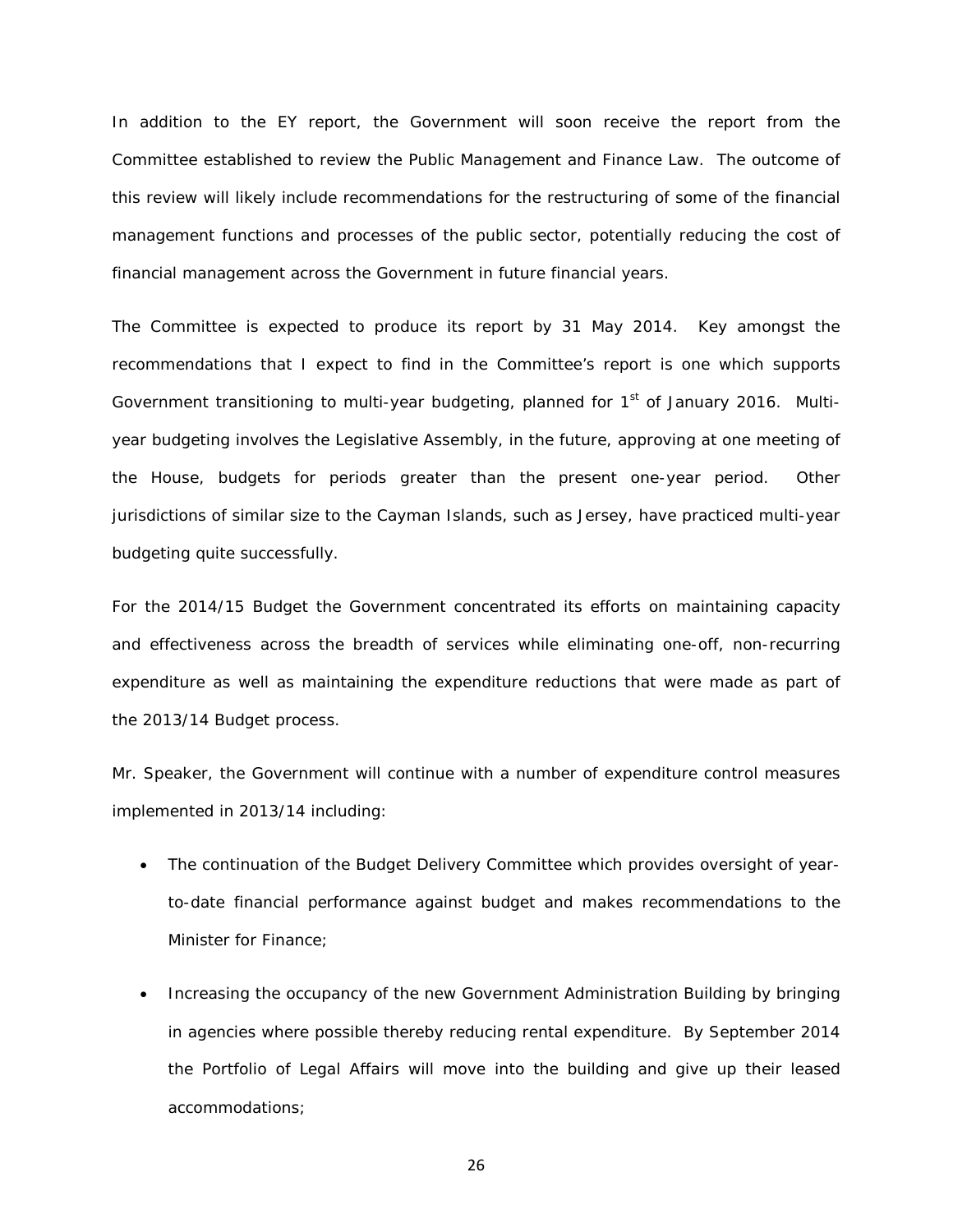In addition to the EY report, the Government will soon receive the report from the Committee established to review the Public Management and Finance Law. The outcome of this review will likely include recommendations for the restructuring of some of the financial management functions and processes of the public sector, potentially reducing the cost of financial management across the Government in future financial years.

The Committee is expected to produce its report by 31 May 2014. Key amongst the recommendations that I expect to find in the Committee's report is one which supports Government transitioning to multi-year budgeting, planned for 1st of January 2016. Multi-year budgeting involves the Legislative Assembly, in the future, approving at one meeting of the House, budgets for periods greater than the present one-year period. Other jurisdictions of similar size to the Cayman Islands, such as Jersey, have practiced multi-year budgeting quite successfully.

For the 2014/15 Budget the Government concentrated its efforts on maintaining capacity and effectiveness across the breadth of services while eliminating one-off, non-recurring expenditure as well as maintaining the expenditure reductions that were made as part of the 2013/14 Budget process.

Mr. Speaker, the Government will continue with a number of expenditure control measures implemented in 2013/14 including:

- The continuation of the Budget Delivery Committee which provides oversight of year-to-date financial performance against budget and makes recommendations to the Minister for Finance;
- Increasing the occupancy of the new Government Administration Building by bringing in agencies where possible thereby reducing rental expenditure. By September 2014 the Portfolio of Legal Affairs will move into the building and give up their leased accommodations;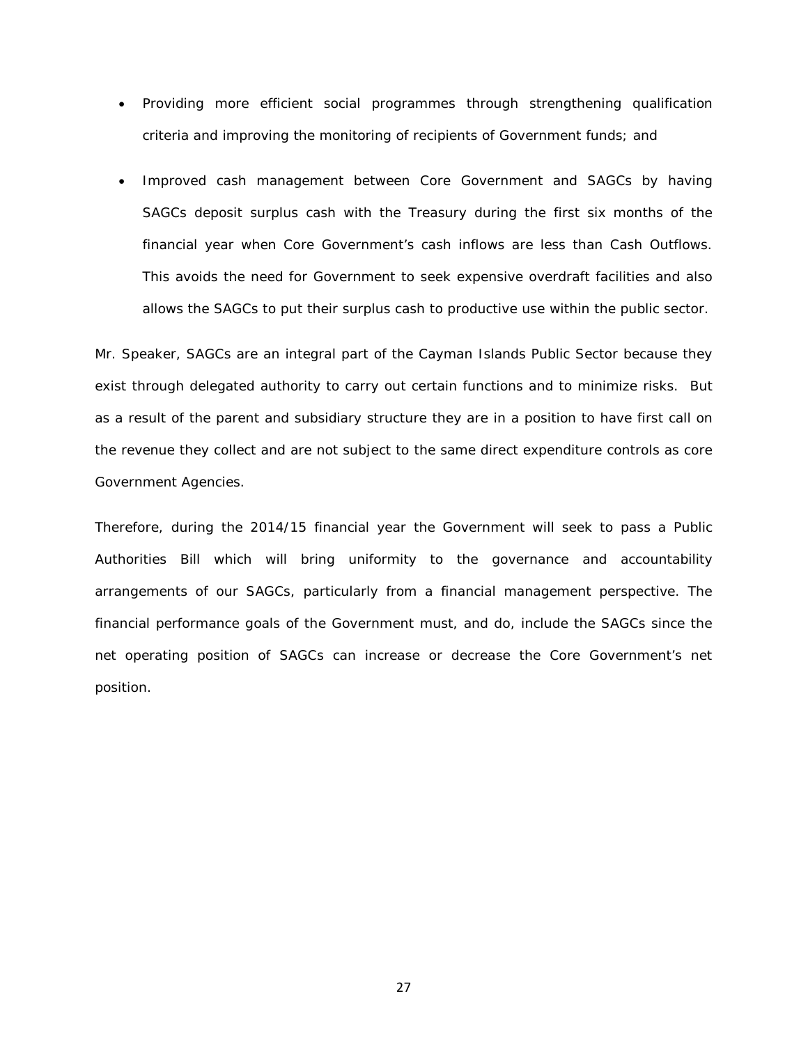- Providing more efficient social programmes through strengthening qualification criteria and improving the monitoring of recipients of Government funds; and

- Improved cash management between Core Government and SAGCs by having SAGCs deposit surplus cash with the Treasury during the first six months of the financial year when Core Government's cash inflows are less than Cash Outflows. This avoids the need for Government to seek expensive overdraft facilities and also allows the SAGCs to put their surplus cash to productive use within the public sector.

Mr. Speaker, SAGCs are an integral part of the Cayman Islands Public Sector because they exist through delegated authority to carry out certain functions and to minimize risks. But as a result of the parent and subsidiary structure they are in a position to have first call on the revenue they collect and are not subject to the same direct expenditure controls as core Government Agencies.

Therefore, during the 2014/15 financial year the Government will seek to pass a Public Authorities Bill which will bring uniformity to the governance and accountability arrangements of our SAGCs, particularly from a financial management perspective. The financial performance goals of the Government must, and do, include the SAGCs since the net operating position of SAGCs can increase or decrease the Core Government's net position.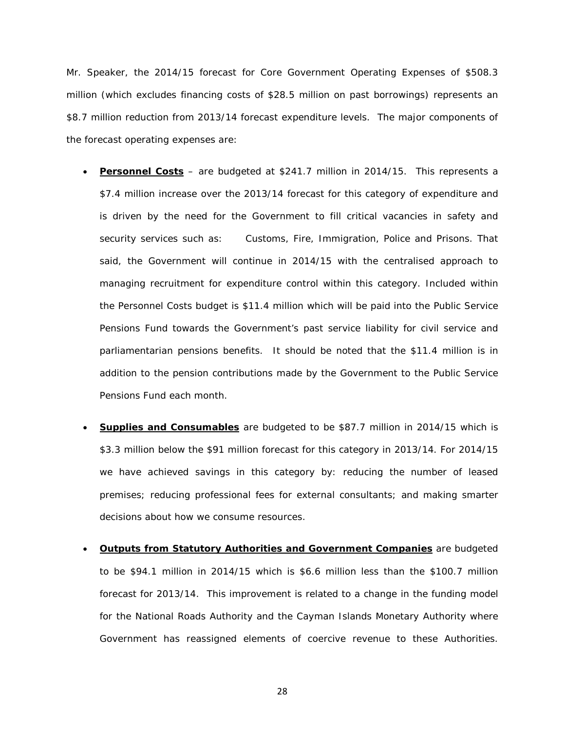Mr. Speaker, the 2014/15 forecast for Core Government Operating Expenses of $508.3 million (which excludes financing costs of $28.5 million on past borrowings) represents an $8.7 million reduction from 2013/14 forecast expenditure levels. The major components of the forecast operating expenses are:

- **Personnel Costs** – are budgeted at $241.7 million in 2014/15. This represents a $7.4 million increase over the 2013/14 forecast for this category of expenditure and is driven by the need for the Government to fill critical vacancies in safety and security services such as: Customs, Fire, Immigration, Police and Prisons. That said, the Government will continue in 2014/15 with the centralised approach to managing recruitment for expenditure control within this category. Included within the Personnel Costs budget is $11.4 million which will be paid into the Public Service Pensions Fund towards the Government's past service liability for civil service and parliamentarian pensions benefits. It should be noted that the $11.4 million is in addition to the pension contributions made by the Government to the Public Service Pensions Fund each month.

- **Supplies and Consumables** are budgeted to be $87.7 million in 2014/15 which is $3.3 million below the $91 million forecast for this category in 2013/14. For 2014/15 we have achieved savings in this category by: reducing the number of leased premises; reducing professional fees for external consultants; and making smarter decisions about how we consume resources.

- **Outputs from Statutory Authorities and Government Companies** are budgeted to be $94.1 million in 2014/15 which is $6.6 million less than the $100.7 million forecast for 2013/14. This improvement is related to a change in the funding model for the National Roads Authority and the Cayman Islands Monetary Authority where Government has reassigned elements of coercive revenue to these Authorities.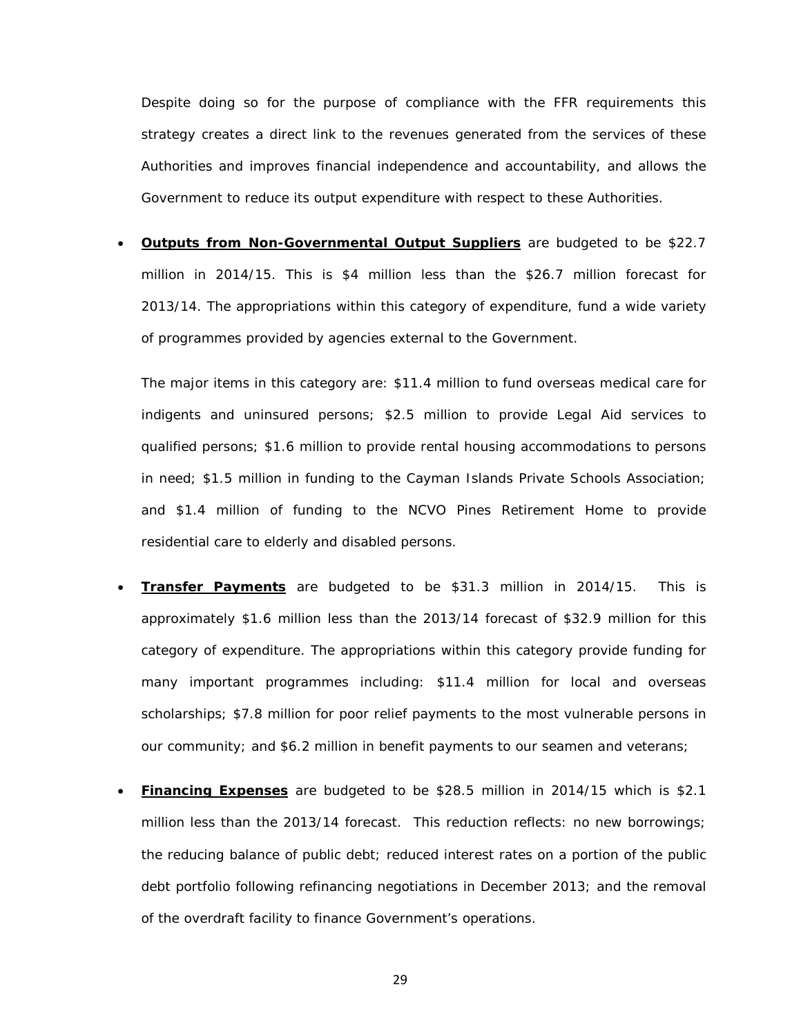Despite doing so for the purpose of compliance with the FFR requirements this strategy creates a direct link to the revenues generated from the services of these Authorities and improves financial independence and accountability, and allows the Government to reduce its output expenditure with respect to these Authorities.

- **Outputs from Non-Governmental Output Suppliers** are budgeted to be $22.7 million in 2014/15. This is $4 million less than the $26.7 million forecast for 2013/14. The appropriations within this category of expenditure, fund a wide variety of programmes provided by agencies external to the Government.

  The major items in this category are: $11.4 million to fund overseas medical care for indigents and uninsured persons; $2.5 million to provide Legal Aid services to qualified persons; $1.6 million to provide rental housing accommodations to persons in need; $1.5 million in funding to the Cayman Islands Private Schools Association; and $1.4 million of funding to the NCVO Pines Retirement Home to provide residential care to elderly and disabled persons.

- **Transfer Payments** are budgeted to be $31.3 million in 2014/15. This is approximately $1.6 million less than the 2013/14 forecast of $32.9 million for this category of expenditure. The appropriations within this category provide funding for many important programmes including: $11.4 million for local and overseas scholarships; $7.8 million for poor relief payments to the most vulnerable persons in our community; and $6.2 million in benefit payments to our seamen and veterans;

- **Financing Expenses** are budgeted to be $28.5 million in 2014/15 which is $2.1 million less than the 2013/14 forecast. This reduction reflects: no new borrowings; the reducing balance of public debt; reduced interest rates on a portion of the public debt portfolio following refinancing negotiations in December 2013; and the removal of the overdraft facility to finance Government's operations.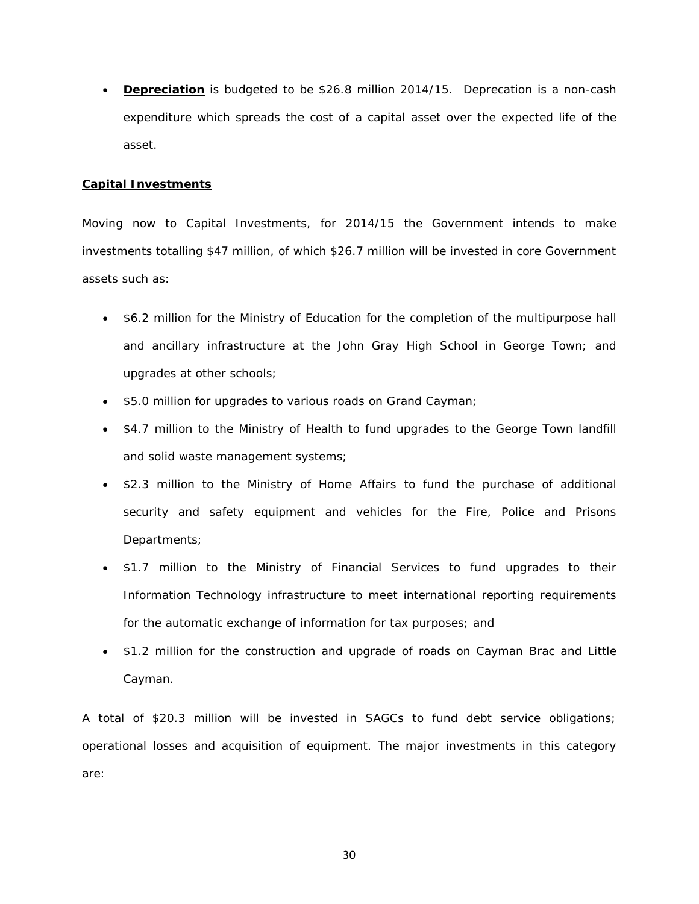- **Depreciation** is budgeted to be $26.8 million 2014/15. Deprecation is a non-cash expenditure which spreads the cost of a capital asset over the expected life of the asset.

**Capital Investments**

Moving now to Capital Investments, for 2014/15 the Government intends to make investments totalling $47 million, of which $26.7 million will be invested in core Government assets such as:

- $6.2 million for the Ministry of Education for the completion of the multipurpose hall and ancillary infrastructure at the John Gray High School in George Town; and upgrades at other schools;
- $5.0 million for upgrades to various roads on Grand Cayman;
- $4.7 million to the Ministry of Health to fund upgrades to the George Town landfill and solid waste management systems;
- $2.3 million to the Ministry of Home Affairs to fund the purchase of additional security and safety equipment and vehicles for the Fire, Police and Prisons Departments;
- $1.7 million to the Ministry of Financial Services to fund upgrades to their Information Technology infrastructure to meet international reporting requirements for the automatic exchange of information for tax purposes; and
- $1.2 million for the construction and upgrade of roads on Cayman Brac and Little Cayman.

A total of $20.3 million will be invested in SAGCs to fund debt service obligations; operational losses and acquisition of equipment. The major investments in this category are: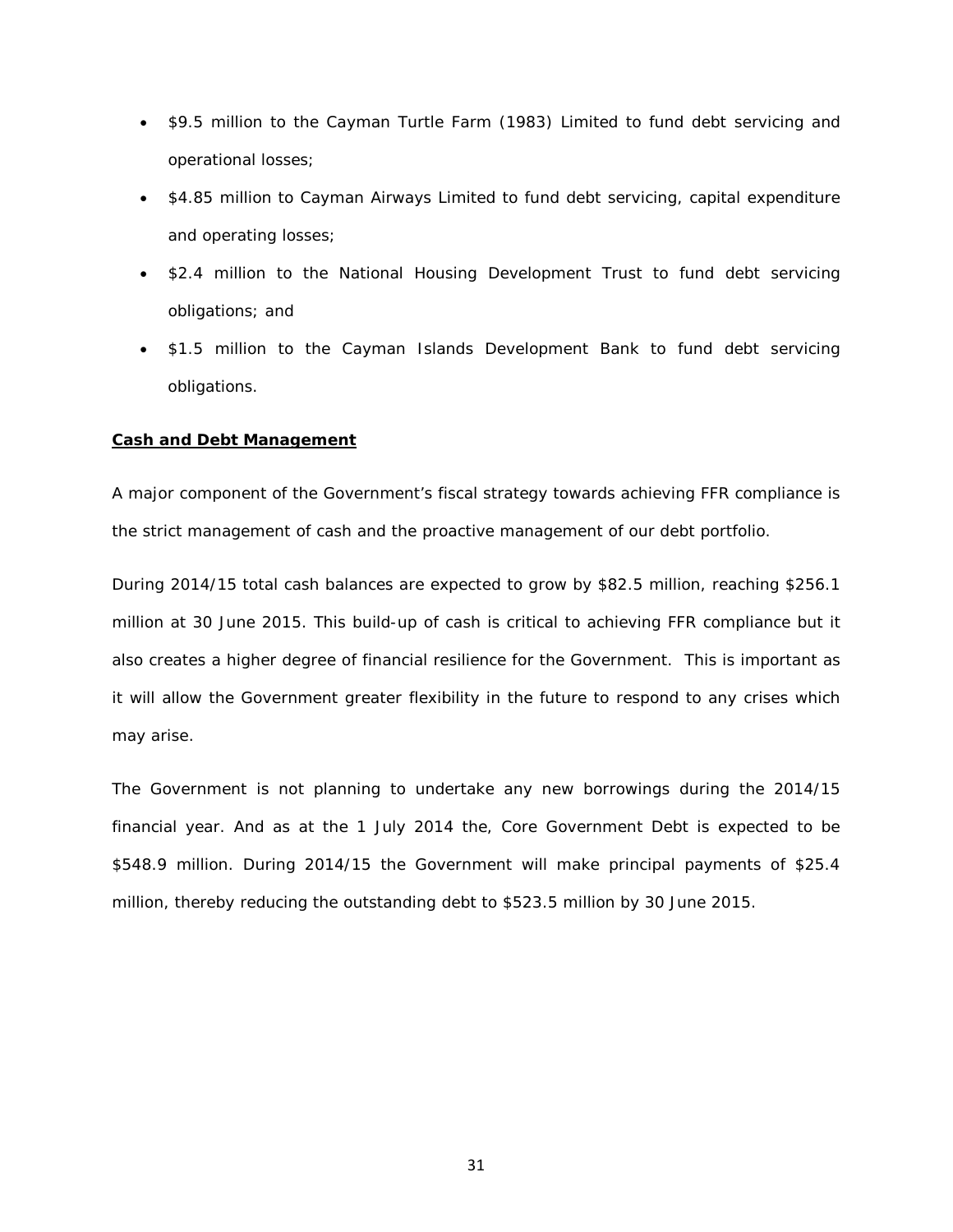- $9.5 million to the Cayman Turtle Farm (1983) Limited to fund debt servicing and operational losses;
- $4.85 million to Cayman Airways Limited to fund debt servicing, capital expenditure and operating losses;
- $2.4 million to the National Housing Development Trust to fund debt servicing obligations; and
- $1.5 million to the Cayman Islands Development Bank to fund debt servicing obligations.

**Cash and Debt Management**

A major component of the Government's fiscal strategy towards achieving FFR compliance is the strict management of cash and the proactive management of our debt portfolio.

During 2014/15 total cash balances are expected to grow by $82.5 million, reaching $256.1 million at 30 June 2015. This build-up of cash is critical to achieving FFR compliance but it also creates a higher degree of financial resilience for the Government. This is important as it will allow the Government greater flexibility in the future to respond to any crises which may arise.

The Government is not planning to undertake any new borrowings during the 2014/15 financial year. And as at the 1 July 2014 the, Core Government Debt is expected to be $548.9 million. During 2014/15 the Government will make principal payments of $25.4 million, thereby reducing the outstanding debt to $523.5 million by 30 June 2015.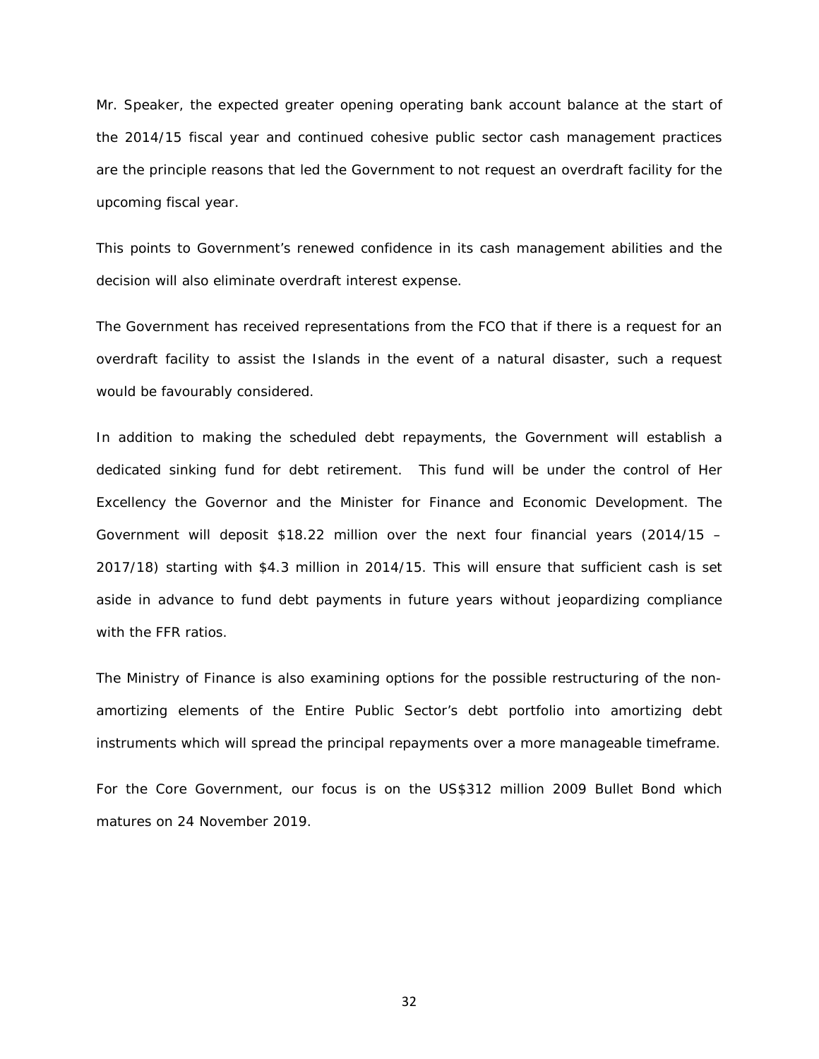Mr. Speaker, the expected greater opening operating bank account balance at the start of the 2014/15 fiscal year and continued cohesive public sector cash management practices are the principle reasons that led the Government to not request an overdraft facility for the upcoming fiscal year.

This points to Government's renewed confidence in its cash management abilities and the decision will also eliminate overdraft interest expense.

The Government has received representations from the FCO that if there is a request for an overdraft facility to assist the Islands in the event of a natural disaster, such a request would be favourably considered.

In addition to making the scheduled debt repayments, the Government will establish a dedicated sinking fund for debt retirement. This fund will be under the control of Her Excellency the Governor and the Minister for Finance and Economic Development. The Government will deposit $18.22 million over the next four financial years (2014/15 – 2017/18) starting with $4.3 million in 2014/15. This will ensure that sufficient cash is set aside in advance to fund debt payments in future years without jeopardizing compliance with the FFR ratios.

The Ministry of Finance is also examining options for the possible restructuring of the non-amortizing elements of the Entire Public Sector's debt portfolio into amortizing debt instruments which will spread the principal repayments over a more manageable timeframe.

For the Core Government, our focus is on the US$312 million 2009 Bullet Bond which matures on 24 November 2019.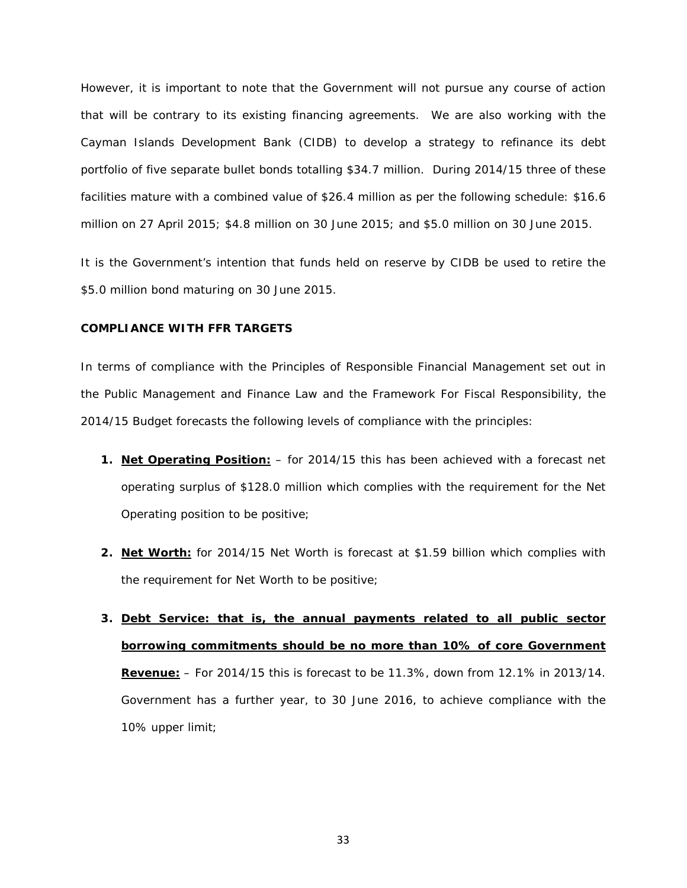However, it is important to note that the Government will not pursue any course of action that will be contrary to its existing financing agreements. We are also working with the Cayman Islands Development Bank (CIDB) to develop a strategy to refinance its debt portfolio of five separate bullet bonds totalling $34.7 million. During 2014/15 three of these facilities mature with a combined value of $26.4 million as per the following schedule: $16.6 million on 27 April 2015; $4.8 million on 30 June 2015; and $5.0 million on 30 June 2015.

It is the Government's intention that funds held on reserve by CIDB be used to retire the $5.0 million bond maturing on 30 June 2015.

**COMPLIANCE WITH FFR TARGETS**

In terms of compliance with the Principles of Responsible Financial Management set out in the Public Management and Finance Law and the Framework For Fiscal Responsibility, the 2014/15 Budget forecasts the following levels of compliance with the principles:

1. **Net Operating Position:** – for 2014/15 this has been achieved with a forecast net operating surplus of $128.0 million which complies with the requirement for the Net Operating position to be positive;

2. **Net Worth:** for 2014/15 Net Worth is forecast at $1.59 billion which complies with the requirement for Net Worth to be positive;

3. **Debt Service: that is, the annual payments related to all public sector borrowing commitments should be no more than 10% of core Government Revenue:** – For 2014/15 this is forecast to be 11.3%, down from 12.1% in 2013/14. Government has a further year, to 30 June 2016, to achieve compliance with the 10% upper limit;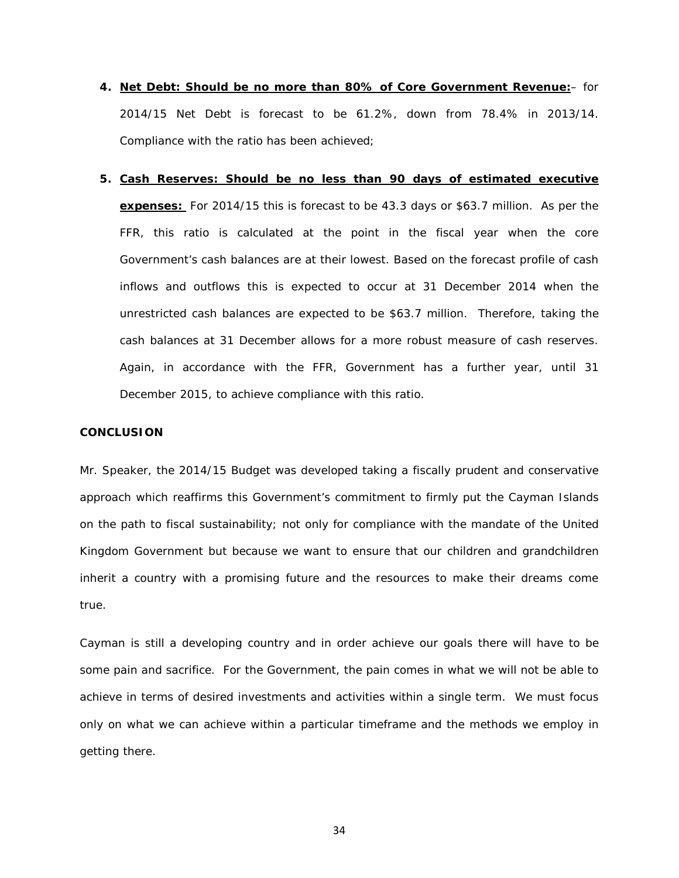4. **<u>Net Debt: Should be no more than 80% of Core Government Revenue:</u>**– for 2014/15 Net Debt is forecast to be 61.2%, down from 78.4% in 2013/14. Compliance with the ratio has been achieved;

5. **<u>Cash Reserves: Should be no less than 90 days of estimated executive expenses:</u>** For 2014/15 this is forecast to be 43.3 days or $63.7 million. As per the FFR, this ratio is calculated at the point in the fiscal year when the core Government's cash balances are at their lowest. Based on the forecast profile of cash inflows and outflows this is expected to occur at 31 December 2014 when the unrestricted cash balances are expected to be $63.7 million. Therefore, taking the cash balances at 31 December allows for a more robust measure of cash reserves. Again, in accordance with the FFR, Government has a further year, until 31 December 2015, to achieve compliance with this ratio.

**CONCLUSION**

Mr. Speaker, the 2014/15 Budget was developed taking a fiscally prudent and conservative approach which reaffirms this Government's commitment to firmly put the Cayman Islands on the path to fiscal sustainability; not only for compliance with the mandate of the United Kingdom Government but because we want to ensure that our children and grandchildren inherit a country with a promising future and the resources to make their dreams come true.

Cayman is still a developing country and in order achieve our goals there will have to be some pain and sacrifice. For the Government, the pain comes in what we will not be able to achieve in terms of desired investments and activities within a single term. We must focus only on what we can achieve within a particular timeframe and the methods we employ in getting there.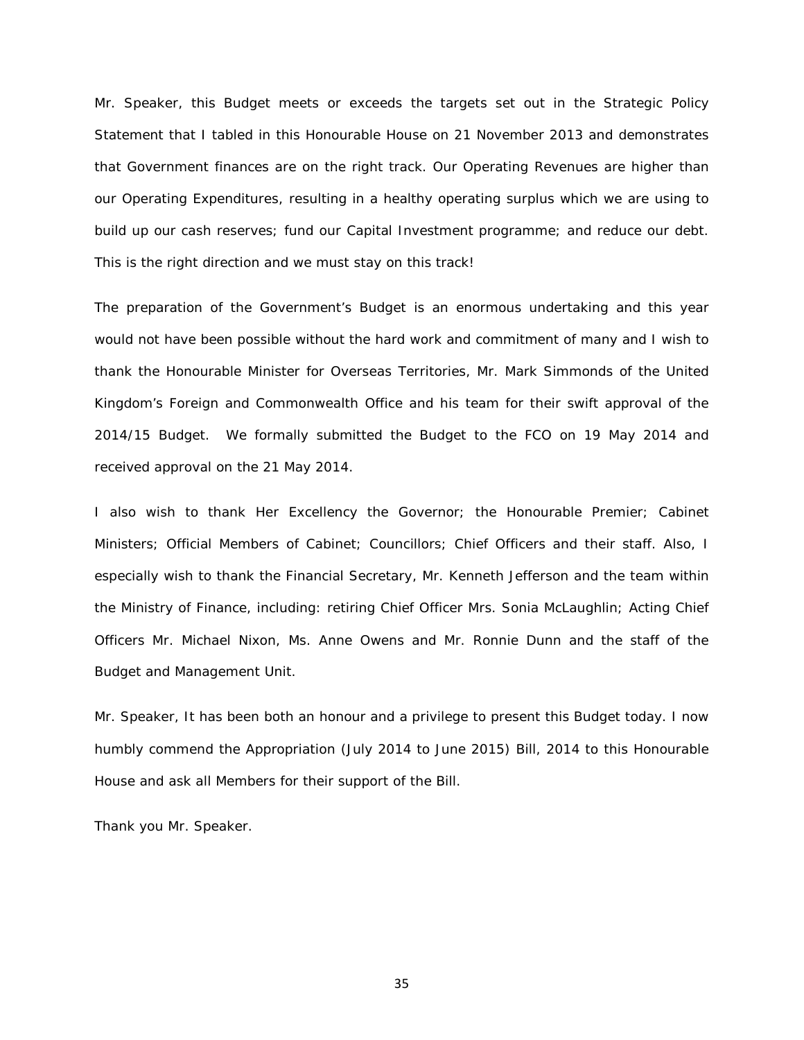Mr. Speaker, this Budget meets or exceeds the targets set out in the Strategic Policy Statement that I tabled in this Honourable House on 21 November 2013 and demonstrates that Government finances are on the right track. Our Operating Revenues are higher than our Operating Expenditures, resulting in a healthy operating surplus which we are using to build up our cash reserves; fund our Capital Investment programme; and reduce our debt. This is the right direction and we must stay on this track!

The preparation of the Government's Budget is an enormous undertaking and this year would not have been possible without the hard work and commitment of many and I wish to thank the Honourable Minister for Overseas Territories, Mr. Mark Simmonds of the United Kingdom's Foreign and Commonwealth Office and his team for their swift approval of the 2014/15 Budget. We formally submitted the Budget to the FCO on 19 May 2014 and received approval on the 21 May 2014.

I also wish to thank Her Excellency the Governor; the Honourable Premier; Cabinet Ministers; Official Members of Cabinet; Councillors; Chief Officers and their staff. Also, I especially wish to thank the Financial Secretary, Mr. Kenneth Jefferson and the team within the Ministry of Finance, including: retiring Chief Officer Mrs. Sonia McLaughlin; Acting Chief Officers Mr. Michael Nixon, Ms. Anne Owens and Mr. Ronnie Dunn and the staff of the Budget and Management Unit.

Mr. Speaker, It has been both an honour and a privilege to present this Budget today. I now humbly commend the Appropriation (July 2014 to June 2015) Bill, 2014 to this Honourable House and ask all Members for their support of the Bill.

Thank you Mr. Speaker.